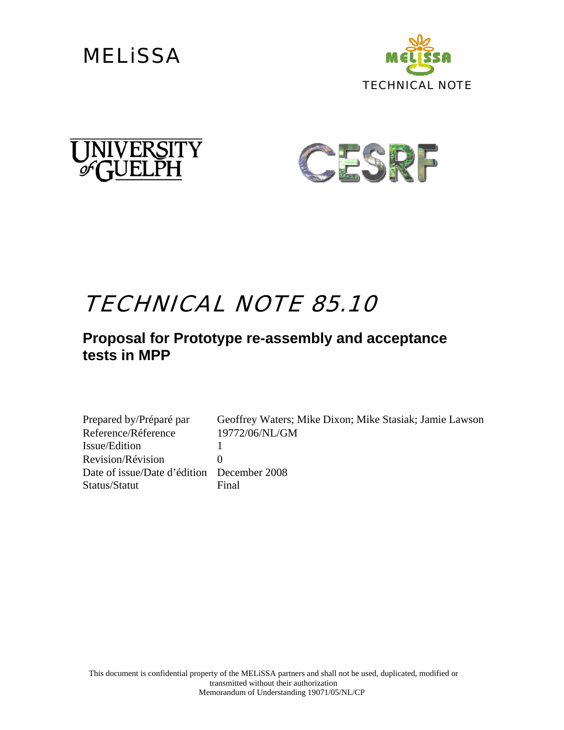MELiSSA

TECHNICAL NOTE

UNIVERSITY of GUELPH

CESRF

# TECHNICAL NOTE 85.10

## Proposal for Prototype re-assembly and acceptance tests in MPP

| | |
|---|---|
| Prepared by/Préparé par | Geoffrey Waters; Mike Dixon; Mike Stasiak; Jamie Lawson |
| Reference/Réference | 19772/06/NL/GM |
| Issue/Edition | 1 |
| Revision/Révision | 0 |
| Date of issue/Date d'édition | December 2008 |
| Status/Statut | Final |

This document is confidential property of the MELiSSA partners and shall not be used, duplicated, modified or transmitted without their authorization
Memorandum of Understanding 19071/05/NL/CP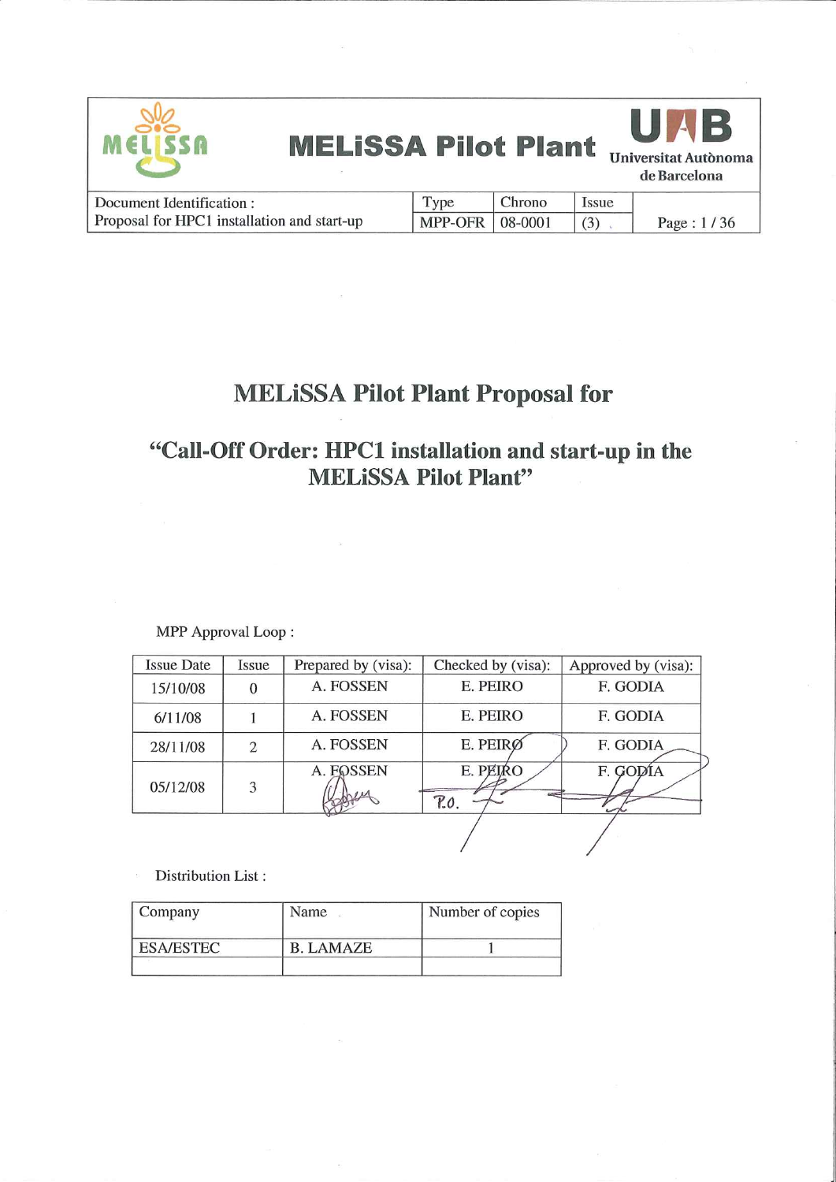| MELiSSA Pilot Plant | | | | |
|---|---|---|---|---|
| Document Identification : Proposal for HPC1 installation and start-up | Type MPP-OFR | Chrono 08-0001 | Issue (3) | |

# MELiSSA Pilot Plant Proposal for

# "Call-Off Order: HPC1 installation and start-up in the MELiSSA Pilot Plant"

MPP Approval Loop :

| Issue Date | Issue | Prepared by (visa): | Checked by (visa): | Approved by (visa): |
|---|---|---|---|---|
| 15/10/08 | 0 | A. FOSSEN | E. PEIRO | F. GODIA |
| 6/11/08 | 1 | A. FOSSEN | E. PEIRO | F. GODIA |
| 28/11/08 | 2 | A. FOSSEN | E. PEIRO | F. GODIA |
| 05/12/08 | 3 | A. FOSSEN | E. PEIRO P.O. | F. GODIA |

Distribution List :

| Company | Name | Number of copies |
|---|---|---|
| ESA/ESTEC | B. LAMAZE | 1 |
| | | |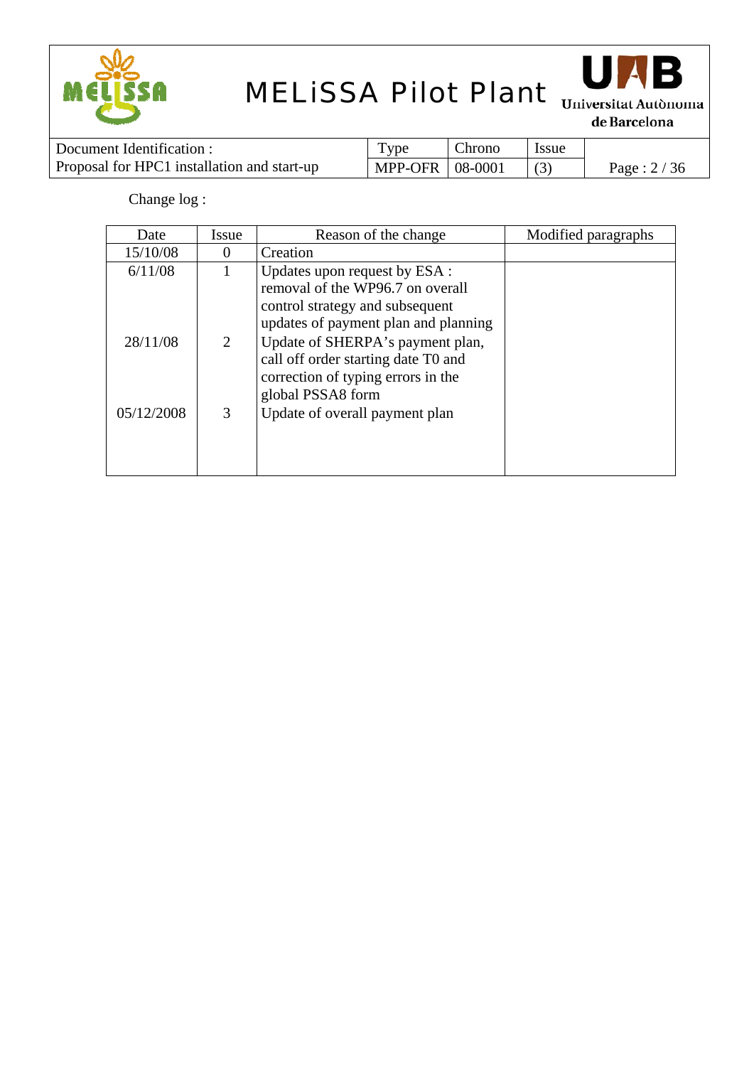Change log :

| Date | Issue | Reason of the change | Modified paragraphs |
|---|---|---|---|
| 15/10/08 | 0 | Creation | |
| 6/11/08 | 1 | Updates upon request by ESA : removal of the WP96.7 on overall control strategy and subsequent updates of payment plan and planning | |
| 28/11/08 | 2 | Update of SHERPA's payment plan, call off order starting date T0 and correction of typing errors in the global PSSA8 form | |
| 05/12/2008 | 3 | Update of overall payment plan | |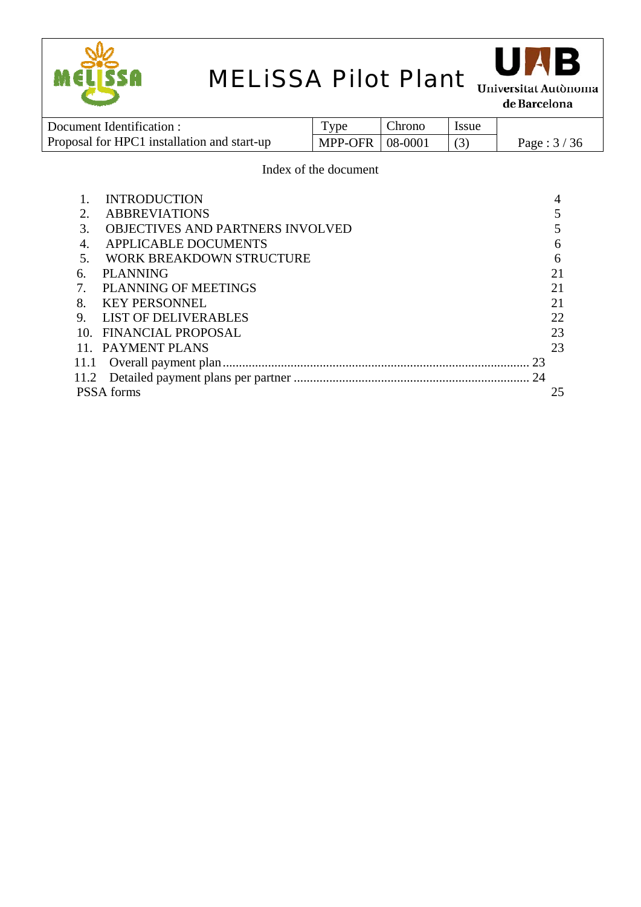Index of the document

1. INTRODUCTION 4
2. ABBREVIATIONS 5
3. OBJECTIVES AND PARTNERS INVOLVED 5
4. APPLICABLE DOCUMENTS 6
5. WORK BREAKDOWN STRUCTURE 6
6. PLANNING 21
7. PLANNING OF MEETINGS 21
8. KEY PERSONNEL 21
9. LIST OF DELIVERABLES 22
10. FINANCIAL PROPOSAL 23
11. PAYMENT PLANS 23
    - 11.1 Overall payment plan ........ 23
    - 11.2 Detailed payment plans per partner ........ 24

PSSA forms 25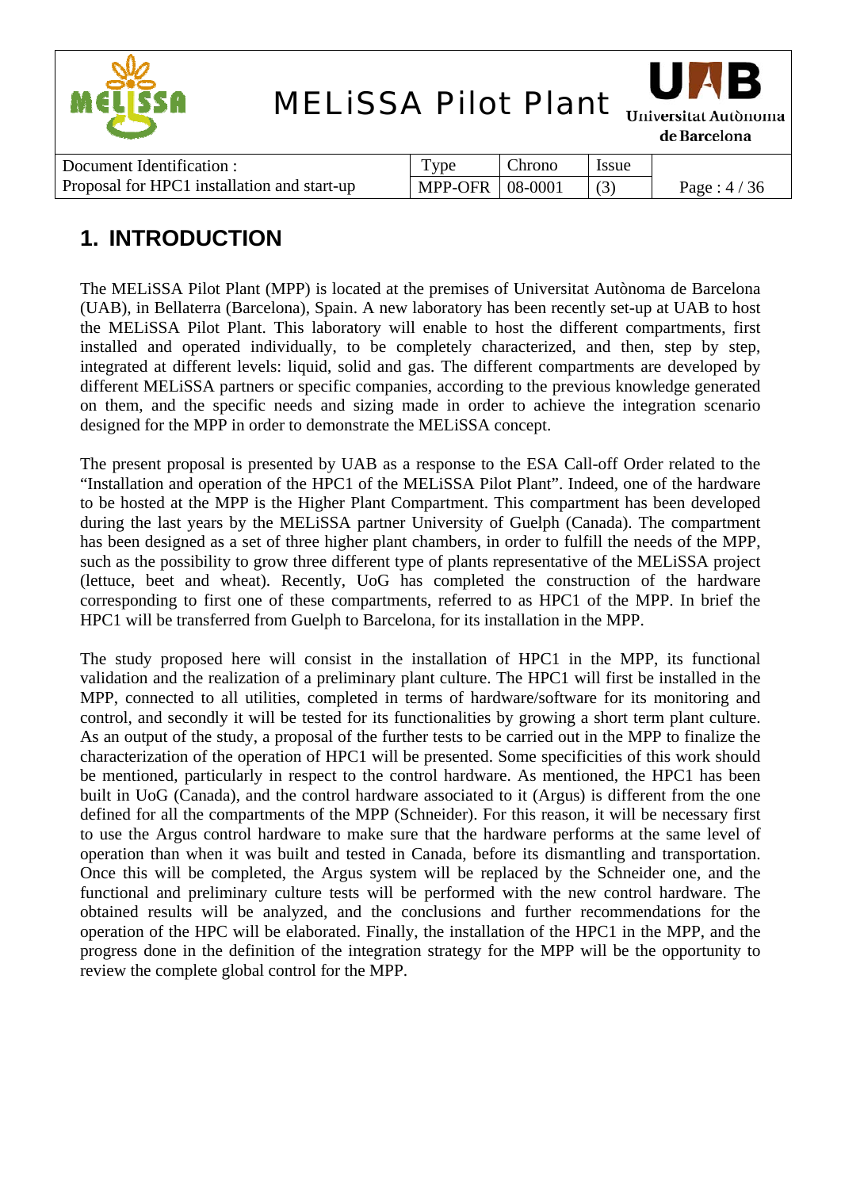# 1. INTRODUCTION

The MELiSSA Pilot Plant (MPP) is located at the premises of Universitat Autònoma de Barcelona (UAB), in Bellaterra (Barcelona), Spain. A new laboratory has been recently set-up at UAB to host the MELiSSA Pilot Plant. This laboratory will enable to host the different compartments, first installed and operated individually, to be completely characterized, and then, step by step, integrated at different levels: liquid, solid and gas. The different compartments are developed by different MELiSSA partners or specific companies, according to the previous knowledge generated on them, and the specific needs and sizing made in order to achieve the integration scenario designed for the MPP in order to demonstrate the MELiSSA concept.

The present proposal is presented by UAB as a response to the ESA Call-off Order related to the “Installation and operation of the HPC1 of the MELiSSA Pilot Plant”. Indeed, one of the hardware to be hosted at the MPP is the Higher Plant Compartment. This compartment has been developed during the last years by the MELiSSA partner University of Guelph (Canada). The compartment has been designed as a set of three higher plant chambers, in order to fulfill the needs of the MPP, such as the possibility to grow three different type of plants representative of the MELiSSA project (lettuce, beet and wheat). Recently, UoG has completed the construction of the hardware corresponding to first one of these compartments, referred to as HPC1 of the MPP. In brief the HPC1 will be transferred from Guelph to Barcelona, for its installation in the MPP.

The study proposed here will consist in the installation of HPC1 in the MPP, its functional validation and the realization of a preliminary plant culture. The HPC1 will first be installed in the MPP, connected to all utilities, completed in terms of hardware/software for its monitoring and control, and secondly it will be tested for its functionalities by growing a short term plant culture. As an output of the study, a proposal of the further tests to be carried out in the MPP to finalize the characterization of the operation of HPC1 will be presented. Some specificities of this work should be mentioned, particularly in respect to the control hardware. As mentioned, the HPC1 has been built in UoG (Canada), and the control hardware associated to it (Argus) is different from the one defined for all the compartments of the MPP (Schneider). For this reason, it will be necessary first to use the Argus control hardware to make sure that the hardware performs at the same level of operation than when it was built and tested in Canada, before its dismantling and transportation. Once this will be completed, the Argus system will be replaced by the Schneider one, and the functional and preliminary culture tests will be performed with the new control hardware. The obtained results will be analyzed, and the conclusions and further recommendations for the operation of the HPC will be elaborated. Finally, the installation of the HPC1 in the MPP, and the progress done in the definition of the integration strategy for the MPP will be the opportunity to review the complete global control for the MPP.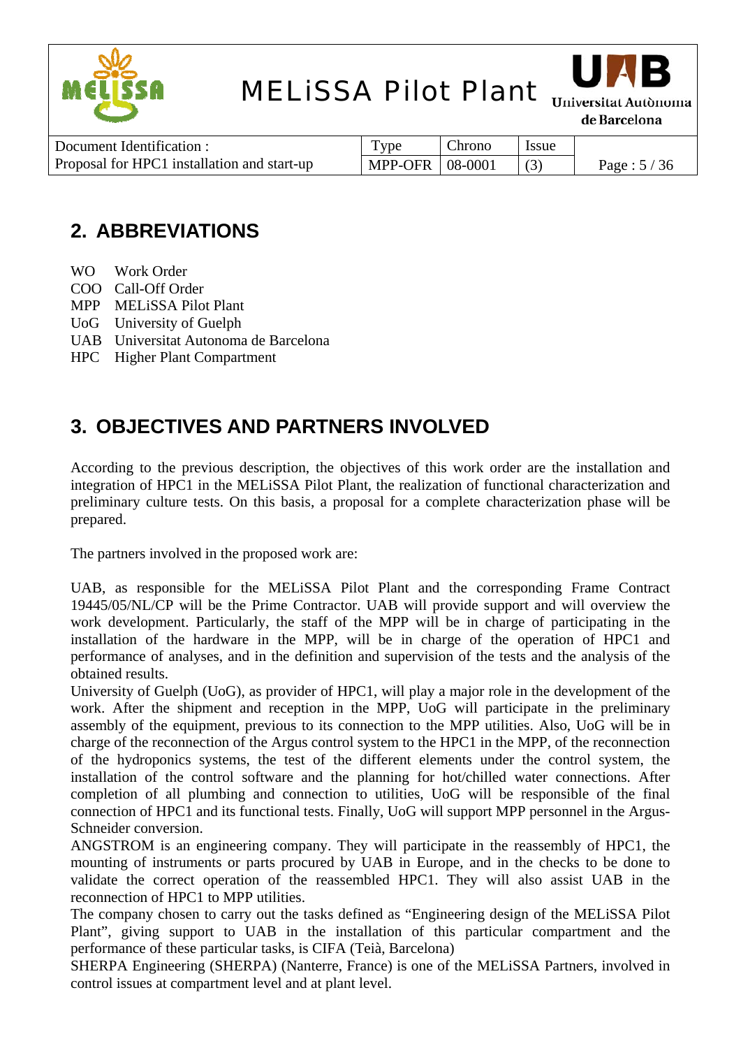## 2. ABBREVIATIONS

WO Work Order
COO Call-Off Order
MPP MELiSSA Pilot Plant
UoG University of Guelph
UAB Universitat Autonoma de Barcelona
HPC Higher Plant Compartment

## 3. OBJECTIVES AND PARTNERS INVOLVED

According to the previous description, the objectives of this work order are the installation and integration of HPC1 in the MELiSSA Pilot Plant, the realization of functional characterization and preliminary culture tests. On this basis, a proposal for a complete characterization phase will be prepared.

The partners involved in the proposed work are:

UAB, as responsible for the MELiSSA Pilot Plant and the corresponding Frame Contract 19445/05/NL/CP will be the Prime Contractor. UAB will provide support and will overview the work development. Particularly, the staff of the MPP will be in charge of participating in the installation of the hardware in the MPP, will be in charge of the operation of HPC1 and performance of analyses, and in the definition and supervision of the tests and the analysis of the obtained results.

University of Guelph (UoG), as provider of HPC1, will play a major role in the development of the work. After the shipment and reception in the MPP, UoG will participate in the preliminary assembly of the equipment, previous to its connection to the MPP utilities. Also, UoG will be in charge of the reconnection of the Argus control system to the HPC1 in the MPP, of the reconnection of the hydroponics systems, the test of the different elements under the control system, the installation of the control software and the planning for hot/chilled water connections. After completion of all plumbing and connection to utilities, UoG will be responsible of the final connection of HPC1 and its functional tests. Finally, UoG will support MPP personnel in the Argus-Schneider conversion.

ANGSTROM is an engineering company. They will participate in the reassembly of HPC1, the mounting of instruments or parts procured by UAB in Europe, and in the checks to be done to validate the correct operation of the reassembled HPC1. They will also assist UAB in the reconnection of HPC1 to MPP utilities.

The company chosen to carry out the tasks defined as "Engineering design of the MELiSSA Pilot Plant", giving support to UAB in the installation of this particular compartment and the performance of these particular tasks, is CIFA (Teià, Barcelona)

SHERPA Engineering (SHERPA) (Nanterre, France) is one of the MELiSSA Partners, involved in control issues at compartment level and at plant level.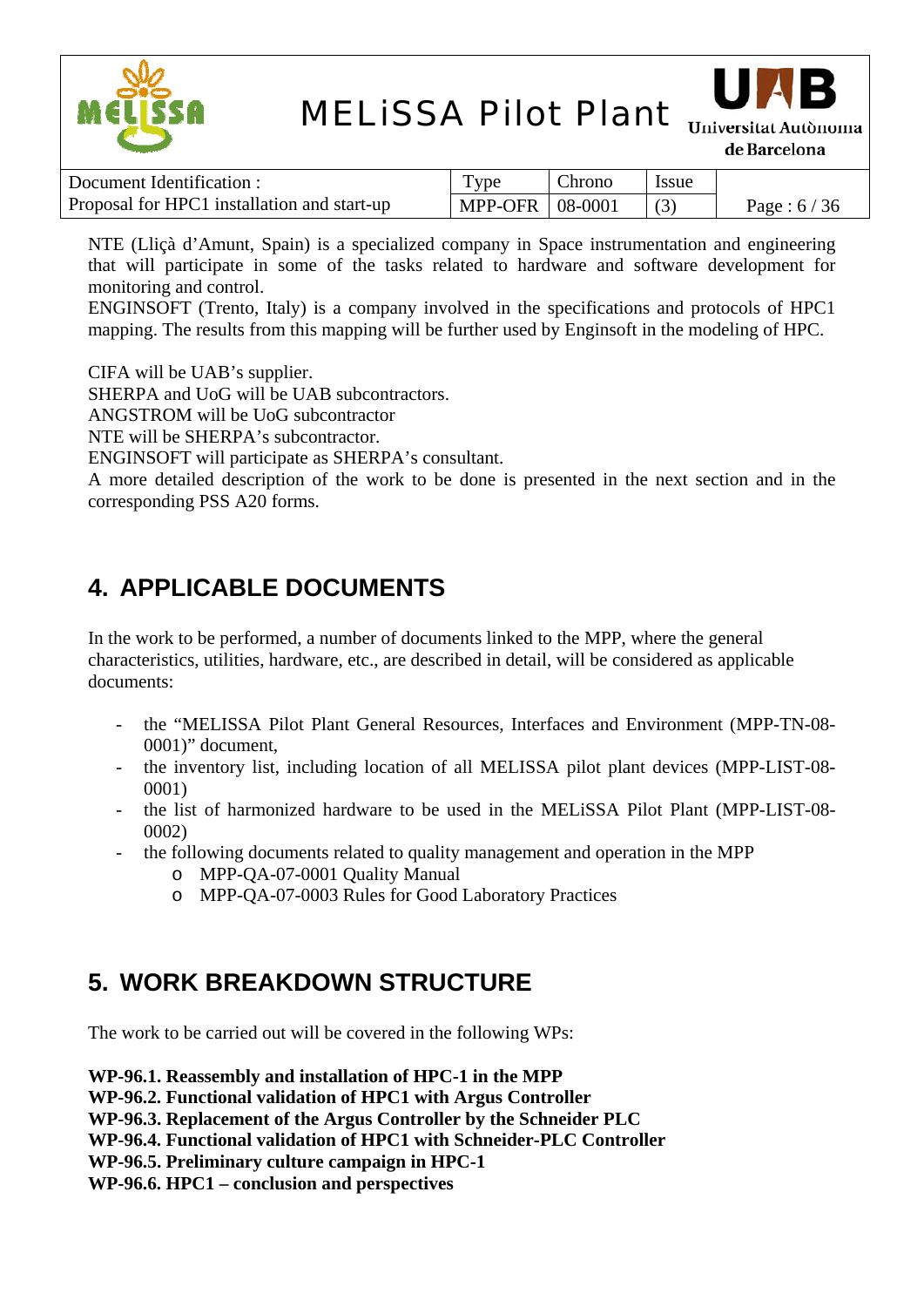NTE (Lliçà d'Amunt, Spain) is a specialized company in Space instrumentation and engineering that will participate in some of the tasks related to hardware and software development for monitoring and control.
ENGINSOFT (Trento, Italy) is a company involved in the specifications and protocols of HPC1 mapping. The results from this mapping will be further used by Enginsoft in the modeling of HPC.

CIFA will be UAB's supplier.
SHERPA and UoG will be UAB subcontractors.
ANGSTROM will be UoG subcontractor
NTE will be SHERPA's subcontractor.
ENGINSOFT will participate as SHERPA's consultant.
A more detailed description of the work to be done is presented in the next section and in the corresponding PSS A20 forms.

## 4. APPLICABLE DOCUMENTS

In the work to be performed, a number of documents linked to the MPP, where the general characteristics, utilities, hardware, etc., are described in detail, will be considered as applicable documents:

- the "MELISSA Pilot Plant General Resources, Interfaces and Environment (MPP-TN-08-0001)" document,
- the inventory list, including location of all MELISSA pilot plant devices (MPP-LIST-08-0001)
- the list of harmonized hardware to be used in the MELiSSA Pilot Plant (MPP-LIST-08-0002)
- the following documents related to quality management and operation in the MPP
  - MPP-QA-07-0001 Quality Manual
  - MPP-QA-07-0003 Rules for Good Laboratory Practices

## 5. WORK BREAKDOWN STRUCTURE

The work to be carried out will be covered in the following WPs:

**WP-96.1. Reassembly and installation of HPC-1 in the MPP**
**WP-96.2. Functional validation of HPC1 with Argus Controller**
**WP-96.3. Replacement of the Argus Controller by the Schneider PLC**
**WP-96.4. Functional validation of HPC1 with Schneider-PLC Controller**
**WP-96.5. Preliminary culture campaign in HPC-1**
**WP-96.6. HPC1 – conclusion and perspectives**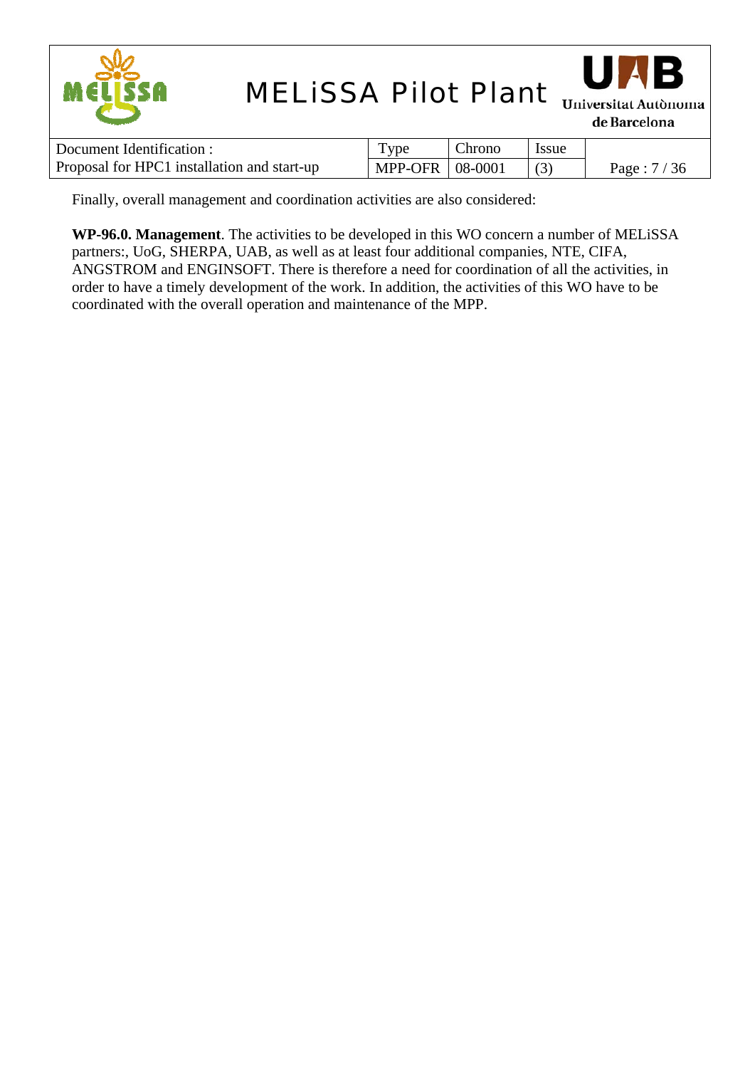Finally, overall management and coordination activities are also considered:

**WP-96.0. Management**. The activities to be developed in this WO concern a number of MELiSSA partners:, UoG, SHERPA, UAB, as well as at least four additional companies, NTE, CIFA, ANGSTROM and ENGINSOFT. There is therefore a need for coordination of all the activities, in order to have a timely development of the work. In addition, the activities of this WO have to be coordinated with the overall operation and maintenance of the MPP.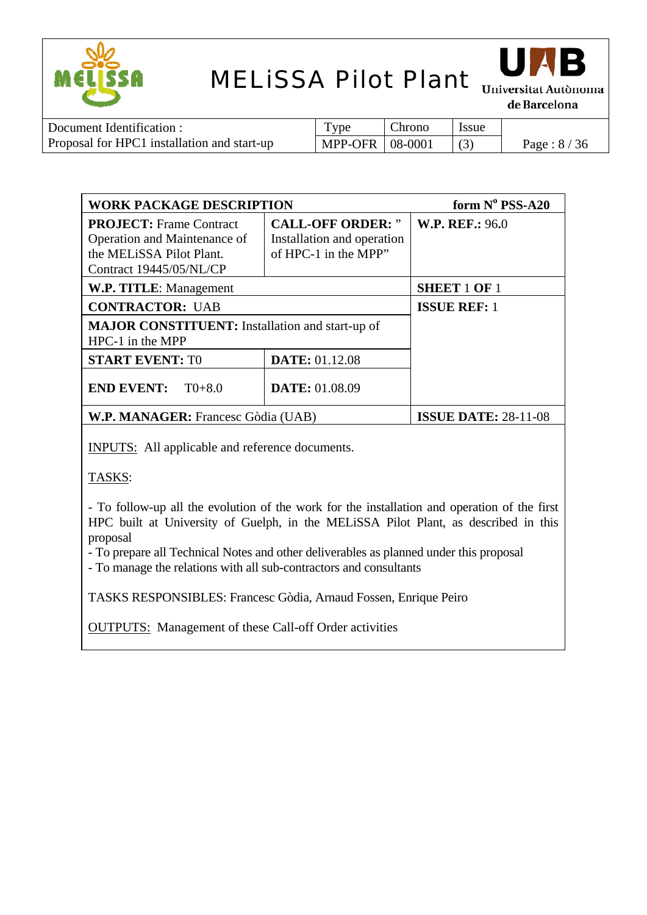| WORK PACKAGE DESCRIPTION | | form N° PSS-A20 |
|---|---|---|
| **PROJECT:** Frame Contract Operation and Maintenance of the MELiSSA Pilot Plant. Contract 19445/05/NL/CP | **CALL-OFF ORDER:** " Installation and operation of HPC-1 in the MPP" | **W.P. REF.:** 96.0 |
| **W.P. TITLE**: Management | | **SHEET** 1 **OF** 1 |
| **CONTRACTOR:** UAB | | **ISSUE REF:** 1 |
| **MAJOR CONSTITUENT:** Installation and start-up of HPC-1 in the MPP | | |
| **START EVENT:** T0 | **DATE:** 01.12.08 | |
| **END EVENT:** T0+8.0 | **DATE:** 01.08.09 | |
| **W.P. MANAGER:** Francesc Gòdia (UAB) | | **ISSUE DATE:** 28-11-08 |

INPUTS: All applicable and reference documents.

TASKS:

- To follow-up all the evolution of the work for the installation and operation of the first HPC built at University of Guelph, in the MELiSSA Pilot Plant, as described in this proposal
- To prepare all Technical Notes and other deliverables as planned under this proposal
- To manage the relations with all sub-contractors and consultants

TASKS RESPONSIBLES: Francesc Gòdia, Arnaud Fossen, Enrique Peiro

OUTPUTS: Management of these Call-off Order activities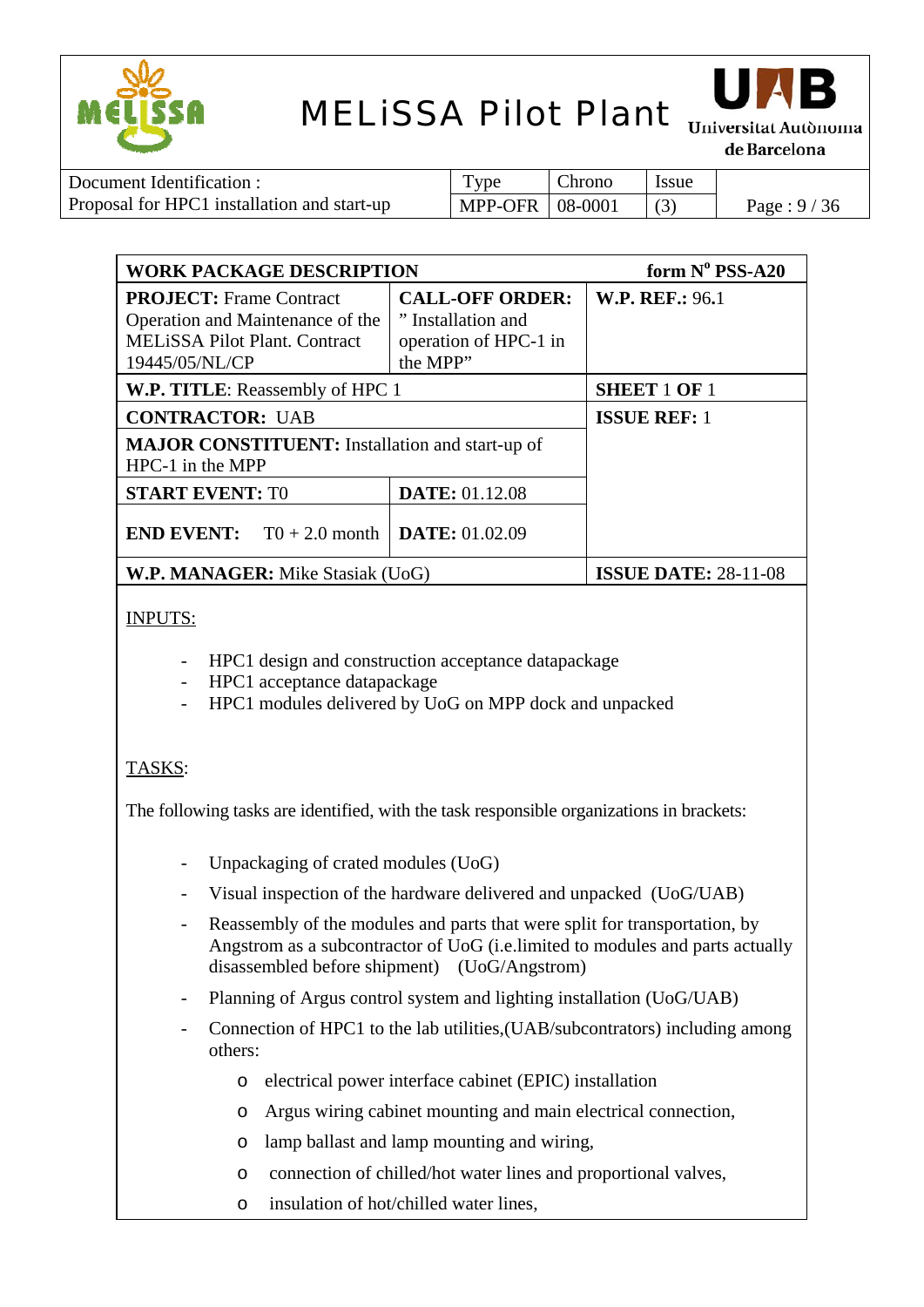| WORK PACKAGE DESCRIPTION | | form N° PSS-A20 |
|---|---|---|
| **PROJECT:** Frame Contract Operation and Maintenance of the MELiSSA Pilot Plant. Contract 19445/05/NL/CP | **CALL-OFF ORDER:** " Installation and operation of HPC-1 in the MPP" | **W.P. REF.:** 96.1 |
| **W.P. TITLE**: Reassembly of HPC 1 | | **SHEET** 1 **OF** 1 |
| **CONTRACTOR:** UAB | | **ISSUE REF:** 1 |
| **MAJOR CONSTITUENT:** Installation and start-up of HPC-1 in the MPP | | |
| **START EVENT:** T0 | **DATE:** 01.12.08 | |
| **END EVENT:** T0 + 2.0 month | **DATE:** 01.02.09 | |
| **W.P. MANAGER:** Mike Stasiak (UoG) | | **ISSUE DATE:** 28-11-08 |

INPUTS:

- HPC1 design and construction acceptance datapackage
- HPC1 acceptance datapackage
- HPC1 modules delivered by UoG on MPP dock and unpacked

TASKS:

The following tasks are identified, with the task responsible organizations in brackets:

- Unpackaging of crated modules (UoG)
- Visual inspection of the hardware delivered and unpacked (UoG/UAB)
- Reassembly of the modules and parts that were split for transportation, by Angstrom as a subcontractor of UoG (i.e.limited to modules and parts actually disassembled before shipment) (UoG/Angstrom)
- Planning of Argus control system and lighting installation (UoG/UAB)
- Connection of HPC1 to the lab utilities,(UAB/subcontrators) including among others:
  - electrical power interface cabinet (EPIC) installation
  - Argus wiring cabinet mounting and main electrical connection,
  - lamp ballast and lamp mounting and wiring,
  - connection of chilled/hot water lines and proportional valves,
  - insulation of hot/chilled water lines,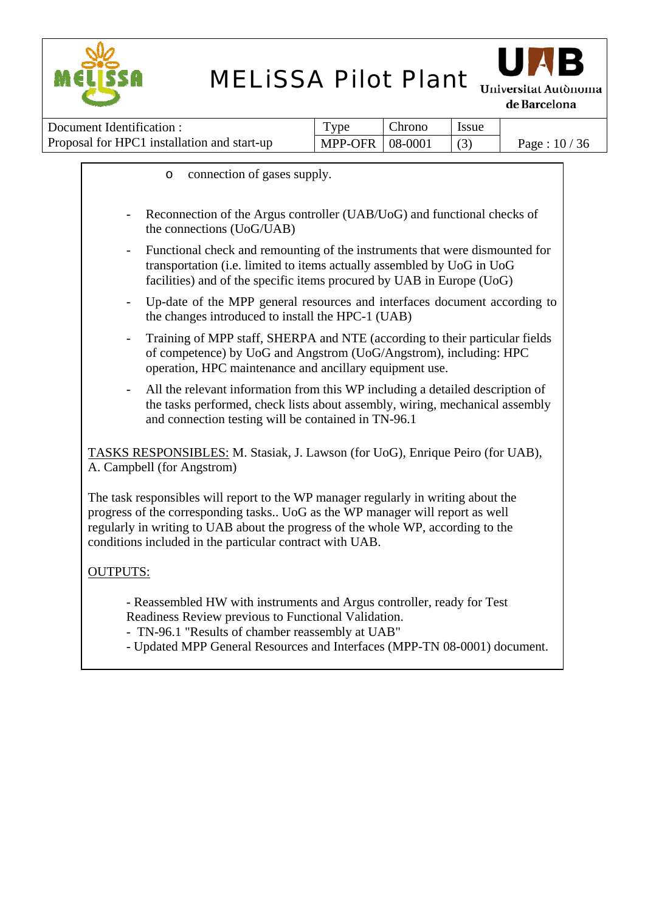- connection of gases supply.

- Reconnection of the Argus controller (UAB/UoG) and functional checks of the connections (UoG/UAB)
- Functional check and remounting of the instruments that were dismounted for transportation (i.e. limited to items actually assembled by UoG in UoG facilities) and of the specific items procured by UAB in Europe (UoG)
- Up-date of the MPP general resources and interfaces document according to the changes introduced to install the HPC-1 (UAB)
- Training of MPP staff, SHERPA and NTE (according to their particular fields of competence) by UoG and Angstrom (UoG/Angstrom), including: HPC operation, HPC maintenance and ancillary equipment use.
- All the relevant information from this WP including a detailed description of the tasks performed, check lists about assembly, wiring, mechanical assembly and connection testing will be contained in TN-96.1

<u>TASKS RESPONSIBLES:</u> M. Stasiak, J. Lawson (for UoG), Enrique Peiro (for UAB), A. Campbell (for Angstrom)

The task responsibles will report to the WP manager regularly in writing about the progress of the corresponding tasks.. UoG as the WP manager will report as well regularly in writing to UAB about the progress of the whole WP, according to the conditions included in the particular contract with UAB.

<u>OUTPUTS:</u>

- Reassembled HW with instruments and Argus controller, ready for Test Readiness Review previous to Functional Validation.
- TN-96.1 "Results of chamber reassembly at UAB"
- Updated MPP General Resources and Interfaces (MPP-TN 08-0001) document.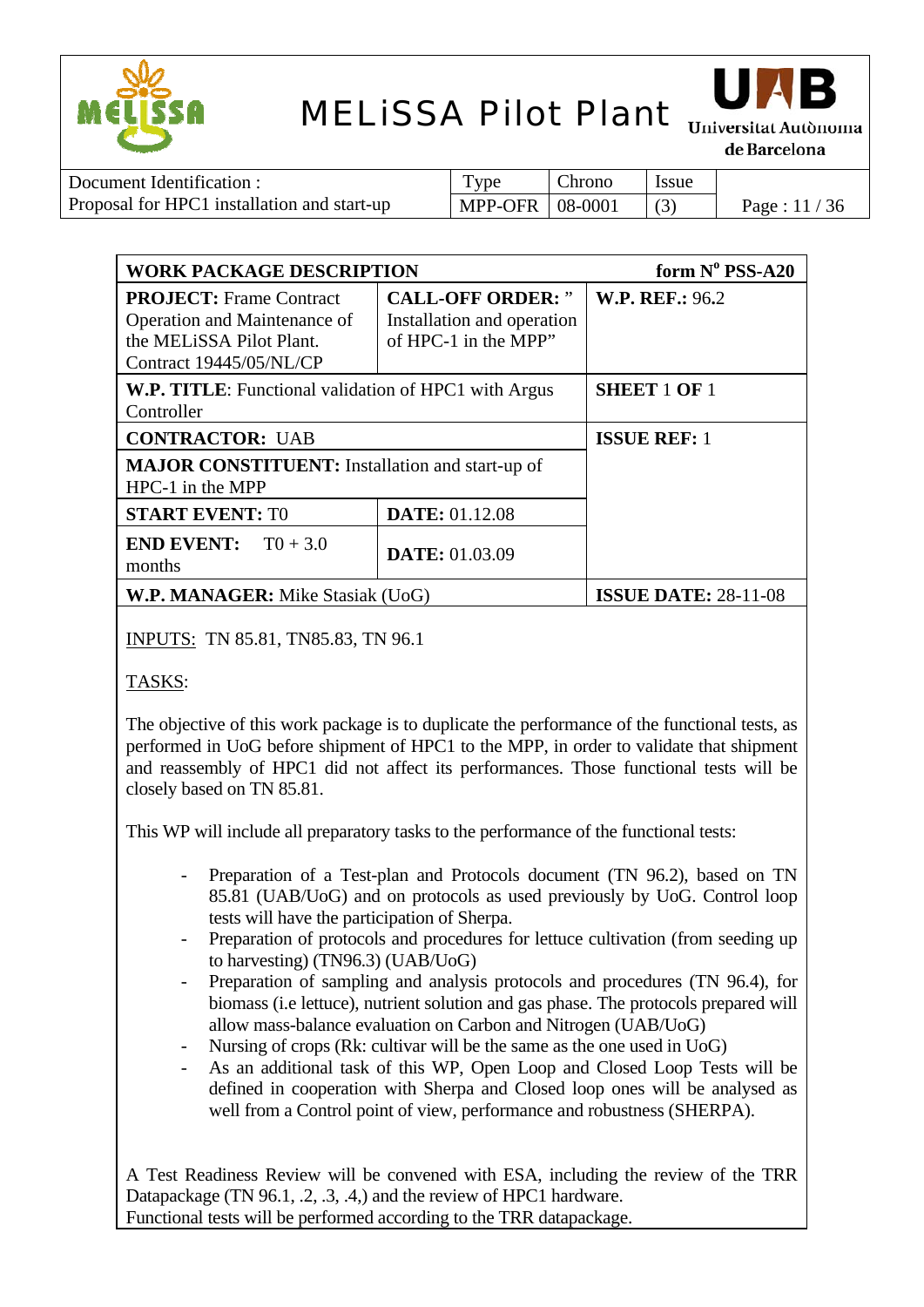| WORK PACKAGE DESCRIPTION | | form N° PSS-A20 |
|---|---|---|
| **PROJECT:** Frame Contract Operation and Maintenance of the MELiSSA Pilot Plant. Contract 19445/05/NL/CP | **CALL-OFF ORDER:** " Installation and operation of HPC-1 in the MPP" | **W.P. REF.:** 96.2 |
| **W.P. TITLE**: Functional validation of HPC1 with Argus Controller | | **SHEET** 1 **OF** 1 |
| **CONTRACTOR:** UAB | | **ISSUE REF:** 1 |
| **MAJOR CONSTITUENT:** Installation and start-up of HPC-1 in the MPP | | |
| **START EVENT:** T0 | **DATE:** 01.12.08 | |
| **END EVENT:** T0 + 3.0 months | **DATE:** 01.03.09 | |
| **W.P. MANAGER:** Mike Stasiak (UoG) | | **ISSUE DATE:** 28-11-08 |

INPUTS: TN 85.81, TN85.83, TN 96.1

TASKS:

The objective of this work package is to duplicate the performance of the functional tests, as performed in UoG before shipment of HPC1 to the MPP, in order to validate that shipment and reassembly of HPC1 did not affect its performances. Those functional tests will be closely based on TN 85.81.

This WP will include all preparatory tasks to the performance of the functional tests:

- Preparation of a Test-plan and Protocols document (TN 96.2), based on TN 85.81 (UAB/UoG) and on protocols as used previously by UoG. Control loop tests will have the participation of Sherpa.
- Preparation of protocols and procedures for lettuce cultivation (from seeding up to harvesting) (TN96.3) (UAB/UoG)
- Preparation of sampling and analysis protocols and procedures (TN 96.4), for biomass (i.e lettuce), nutrient solution and gas phase. The protocols prepared will allow mass-balance evaluation on Carbon and Nitrogen (UAB/UoG)
- Nursing of crops (Rk: cultivar will be the same as the one used in UoG)
- As an additional task of this WP, Open Loop and Closed Loop Tests will be defined in cooperation with Sherpa and Closed loop ones will be analysed as well from a Control point of view, performance and robustness (SHERPA).

A Test Readiness Review will be convened with ESA, including the review of the TRR Datapackage (TN 96.1, .2, .3, .4,) and the review of HPC1 hardware.
Functional tests will be performed according to the TRR datapackage.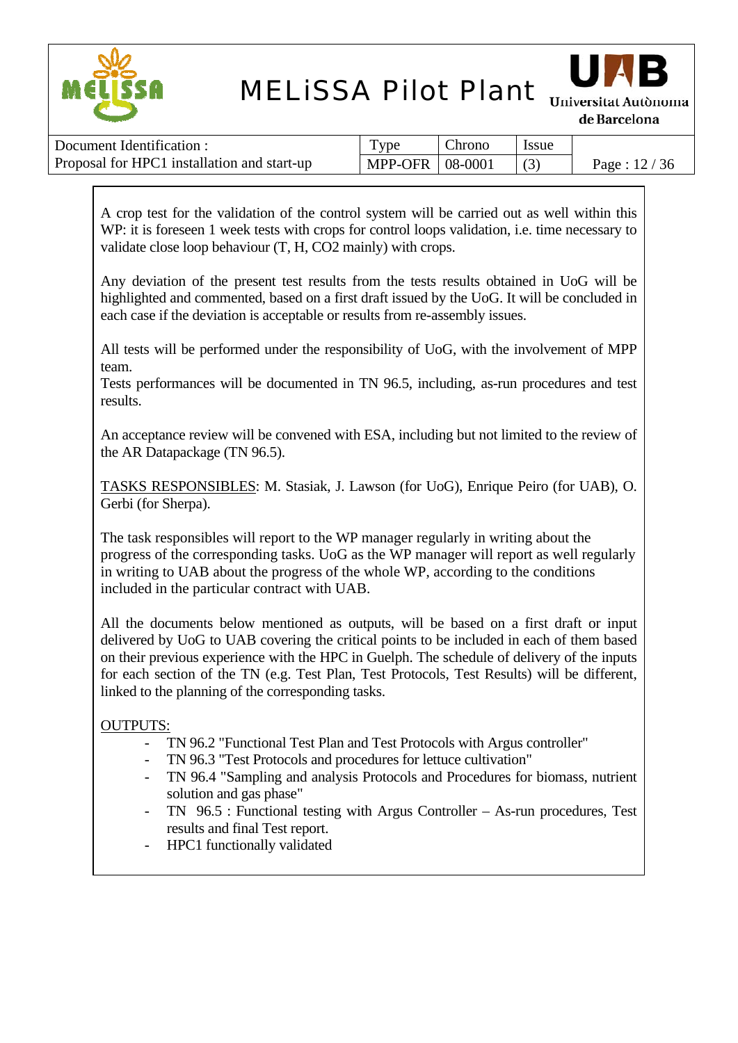A crop test for the validation of the control system will be carried out as well within this WP: it is foreseen 1 week tests with crops for control loops validation, i.e. time necessary to validate close loop behaviour (T, H, CO2 mainly) with crops.

Any deviation of the present test results from the tests results obtained in UoG will be highlighted and commented, based on a first draft issued by the UoG. It will be concluded in each case if the deviation is acceptable or results from re-assembly issues.

All tests will be performed under the responsibility of UoG, with the involvement of MPP team.
Tests performances will be documented in TN 96.5, including, as-run procedures and test results.

An acceptance review will be convened with ESA, including but not limited to the review of the AR Datapackage (TN 96.5).

TASKS RESPONSIBLES: M. Stasiak, J. Lawson (for UoG), Enrique Peiro (for UAB), O. Gerbi (for Sherpa).

The task responsibles will report to the WP manager regularly in writing about the progress of the corresponding tasks. UoG as the WP manager will report as well regularly in writing to UAB about the progress of the whole WP, according to the conditions included in the particular contract with UAB.

All the documents below mentioned as outputs, will be based on a first draft or input delivered by UoG to UAB covering the critical points to be included in each of them based on their previous experience with the HPC in Guelph. The schedule of delivery of the inputs for each section of the TN (e.g. Test Plan, Test Protocols, Test Results) will be different, linked to the planning of the corresponding tasks.

OUTPUTS:

- TN 96.2 "Functional Test Plan and Test Protocols with Argus controller"
- TN 96.3 "Test Protocols and procedures for lettuce cultivation"
- TN 96.4 "Sampling and analysis Protocols and Procedures for biomass, nutrient solution and gas phase"
- TN 96.5 : Functional testing with Argus Controller – As-run procedures, Test results and final Test report.
- HPC1 functionally validated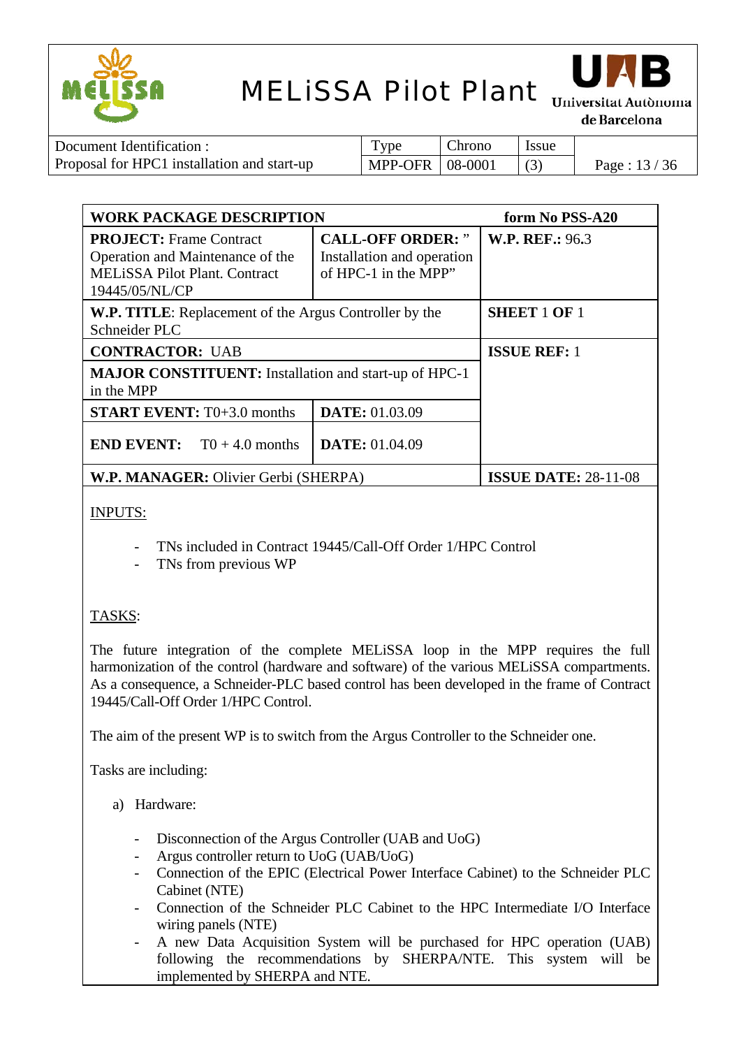| WORK PACKAGE DESCRIPTION | | form No PSS-A20 |
|---|---|---|
| **PROJECT:** Frame Contract Operation and Maintenance of the MELiSSA Pilot Plant. Contract 19445/05/NL/CP | **CALL-OFF ORDER:** " Installation and operation of HPC-1 in the MPP" | **W.P. REF.:** 96.3 |
| **W.P. TITLE**: Replacement of the Argus Controller by the Schneider PLC | | **SHEET** 1 **OF** 1 |
| **CONTRACTOR:** UAB | | **ISSUE REF:** 1 |
| **MAJOR CONSTITUENT:** Installation and start-up of HPC-1 in the MPP | | |
| **START EVENT:** T0+3.0 months | **DATE:** 01.03.09 | |
| **END EVENT:** T0 + 4.0 months | **DATE:** 01.04.09 | |
| **W.P. MANAGER:** Olivier Gerbi (SHERPA) | | **ISSUE DATE:** 28-11-08 |

INPUTS:

- TNs included in Contract 19445/Call-Off Order 1/HPC Control
- TNs from previous WP

TASKS:

The future integration of the complete MELiSSA loop in the MPP requires the full harmonization of the control (hardware and software) of the various MELiSSA compartments. As a consequence, a Schneider-PLC based control has been developed in the frame of Contract 19445/Call-Off Order 1/HPC Control.

The aim of the present WP is to switch from the Argus Controller to the Schneider one.

Tasks are including:

a) Hardware:

- Disconnection of the Argus Controller (UAB and UoG)
- Argus controller return to UoG (UAB/UoG)
- Connection of the EPIC (Electrical Power Interface Cabinet) to the Schneider PLC Cabinet (NTE)
- Connection of the Schneider PLC Cabinet to the HPC Intermediate I/O Interface wiring panels (NTE)
- A new Data Acquisition System will be purchased for HPC operation (UAB) following the recommendations by SHERPA/NTE. This system will be implemented by SHERPA and NTE.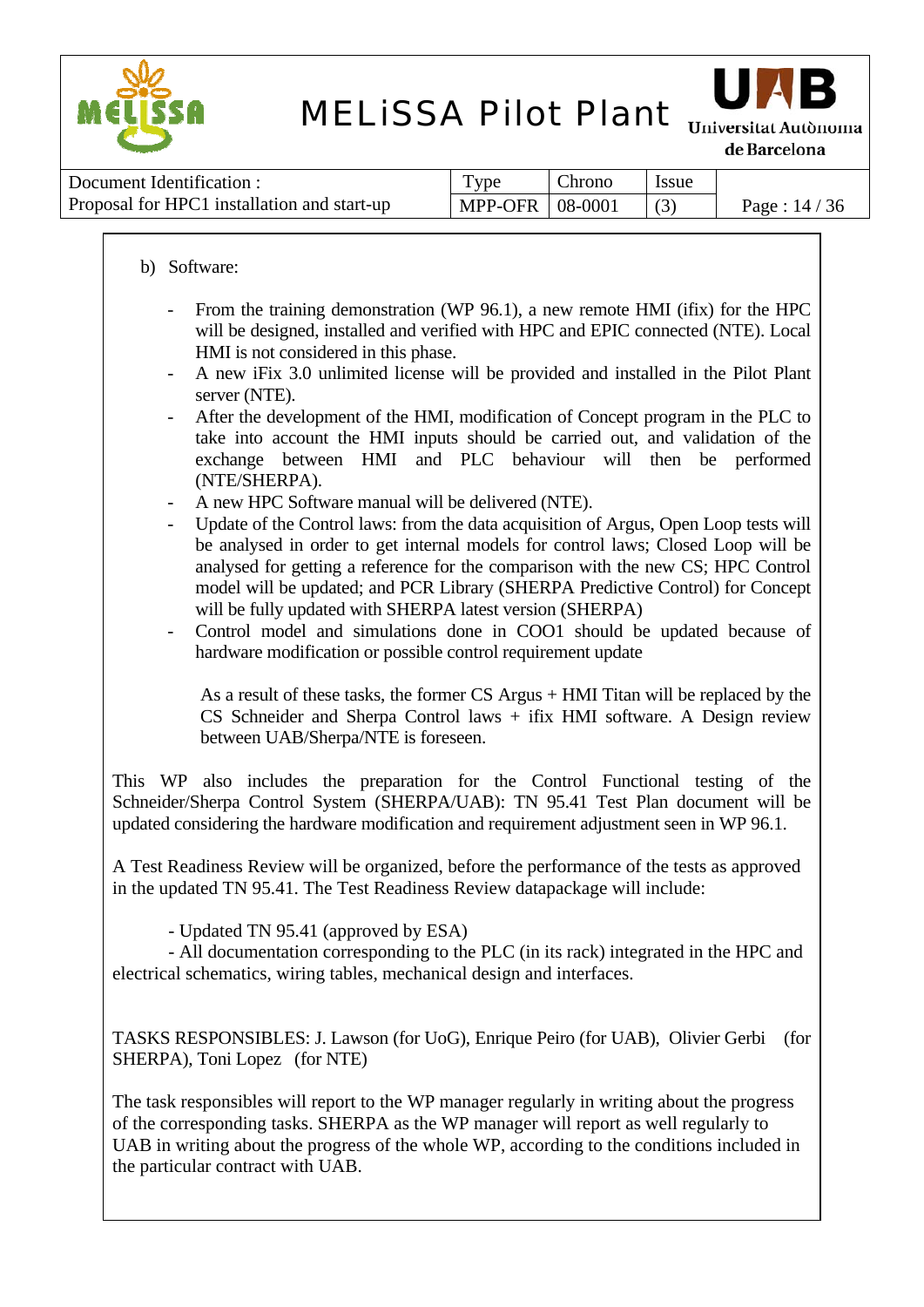b) Software:

- From the training demonstration (WP 96.1), a new remote HMI (ifix) for the HPC will be designed, installed and verified with HPC and EPIC connected (NTE). Local HMI is not considered in this phase.
- A new iFix 3.0 unlimited license will be provided and installed in the Pilot Plant server (NTE).
- After the development of the HMI, modification of Concept program in the PLC to take into account the HMI inputs should be carried out, and validation of the exchange between HMI and PLC behaviour will then be performed (NTE/SHERPA).
- A new HPC Software manual will be delivered (NTE).
- Update of the Control laws: from the data acquisition of Argus, Open Loop tests will be analysed in order to get internal models for control laws; Closed Loop will be analysed for getting a reference for the comparison with the new CS; HPC Control model will be updated; and PCR Library (SHERPA Predictive Control) for Concept will be fully updated with SHERPA latest version (SHERPA)
- Control model and simulations done in COO1 should be updated because of hardware modification or possible control requirement update

  As a result of these tasks, the former CS Argus + HMI Titan will be replaced by the CS Schneider and Sherpa Control laws + ifix HMI software. A Design review between UAB/Sherpa/NTE is foreseen.

This WP also includes the preparation for the Control Functional testing of the Schneider/Sherpa Control System (SHERPA/UAB): TN 95.41 Test Plan document will be updated considering the hardware modification and requirement adjustment seen in WP 96.1.

A Test Readiness Review will be organized, before the performance of the tests as approved in the updated TN 95.41. The Test Readiness Review datapackage will include:

- Updated TN 95.41 (approved by ESA)
- All documentation corresponding to the PLC (in its rack) integrated in the HPC and electrical schematics, wiring tables, mechanical design and interfaces.

TASKS RESPONSIBLES: J. Lawson (for UoG), Enrique Peiro (for UAB), Olivier Gerbi (for SHERPA), Toni Lopez (for NTE)

The task responsibles will report to the WP manager regularly in writing about the progress of the corresponding tasks. SHERPA as the WP manager will report as well regularly to UAB in writing about the progress of the whole WP, according to the conditions included in the particular contract with UAB.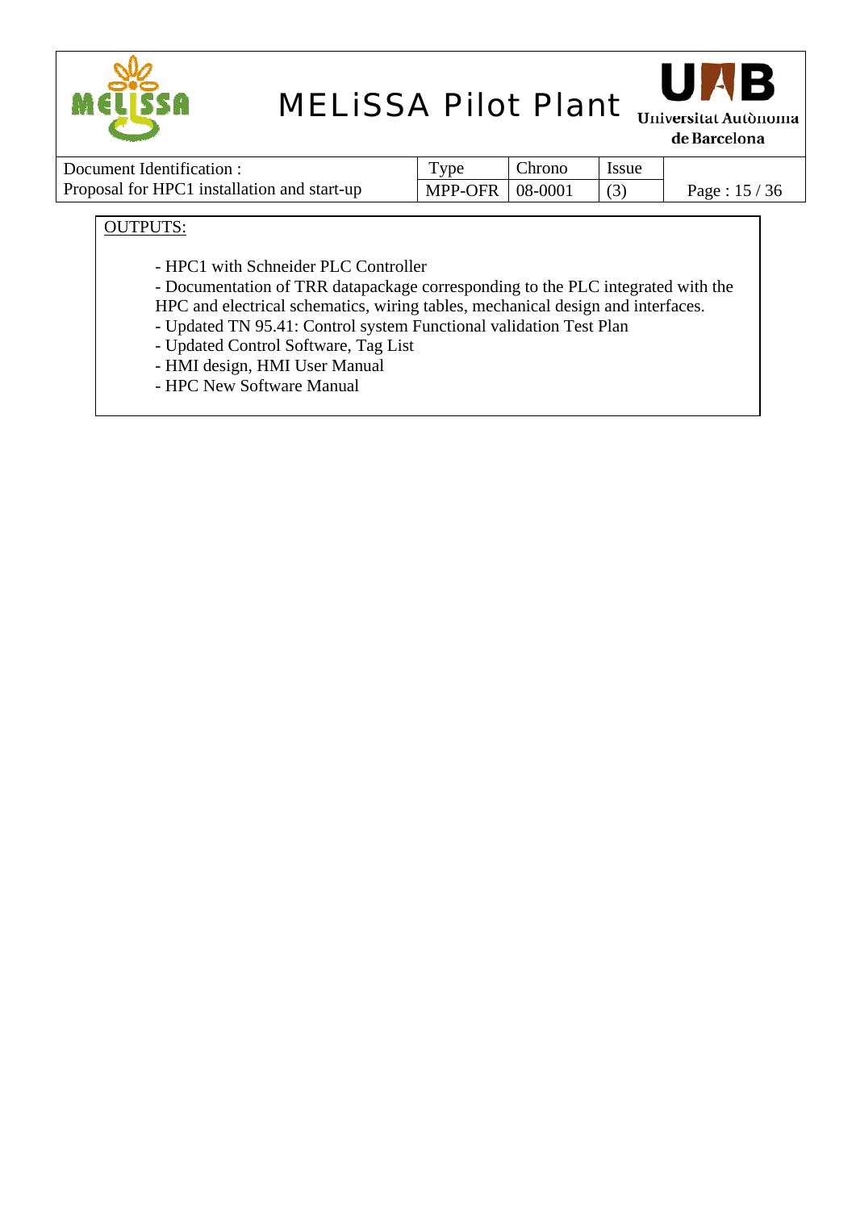OUTPUTS:

- HPC1 with Schneider PLC Controller
- Documentation of TRR datapackage corresponding to the PLC integrated with the HPC and electrical schematics, wiring tables, mechanical design and interfaces.
- Updated TN 95.41: Control system Functional validation Test Plan
- Updated Control Software, Tag List
- HMI design, HMI User Manual
- HPC New Software Manual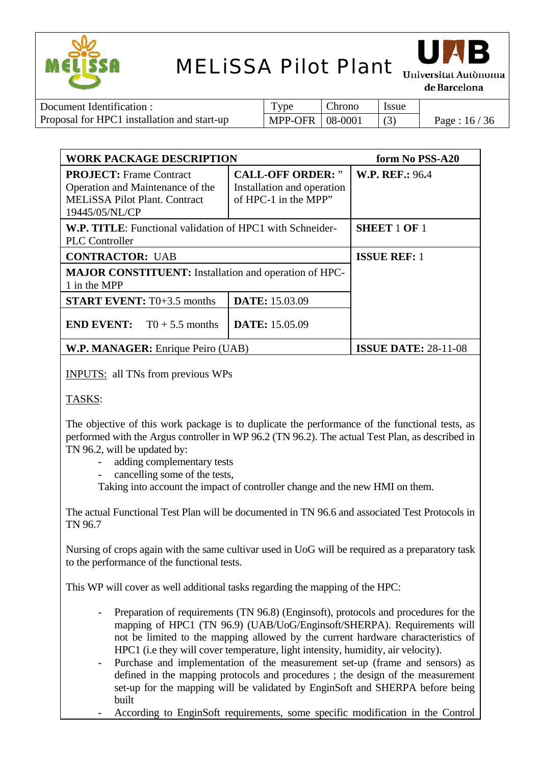| WORK PACKAGE DESCRIPTION | | form No PSS-A20 |
|---|---|---|
| **PROJECT:** Frame Contract Operation and Maintenance of the MELiSSA Pilot Plant. Contract 19445/05/NL/CP | **CALL-OFF ORDER:** " Installation and operation of HPC-1 in the MPP" | **W.P. REF.:** 96.4 |
| **W.P. TITLE**: Functional validation of HPC1 with Schneider-PLC Controller | | **SHEET** 1 **OF** 1 |
| **CONTRACTOR:** UAB | | **ISSUE REF:** 1 |
| **MAJOR CONSTITUENT:** Installation and operation of HPC-1 in the MPP | | |
| **START EVENT:** T0+3.5 months | **DATE:** 15.03.09 | |
| **END EVENT:** T0 + 5.5 months | **DATE:** 15.05.09 | |
| **W.P. MANAGER:** Enrique Peiro (UAB) | | **ISSUE DATE:** 28-11-08 |

INPUTS: all TNs from previous WPs

TASKS:

The objective of this work package is to duplicate the performance of the functional tests, as performed with the Argus controller in WP 96.2 (TN 96.2). The actual Test Plan, as described in TN 96.2, will be updated by:

- adding complementary tests
- cancelling some of the tests,

Taking into account the impact of controller change and the new HMI on them.

The actual Functional Test Plan will be documented in TN 96.6 and associated Test Protocols in TN 96.7

Nursing of crops again with the same cultivar used in UoG will be required as a preparatory task to the performance of the functional tests.

This WP will cover as well additional tasks regarding the mapping of the HPC:

- Preparation of requirements (TN 96.8) (Enginsoft), protocols and procedures for the mapping of HPC1 (TN 96.9) (UAB/UoG/Enginsoft/SHERPA). Requirements will not be limited to the mapping allowed by the current hardware characteristics of HPC1 (i.e they will cover temperature, light intensity, humidity, air velocity).
- Purchase and implementation of the measurement set-up (frame and sensors) as defined in the mapping protocols and procedures ; the design of the measurement set-up for the mapping will be validated by EnginSoft and SHERPA before being built
- According to EnginSoft requirements, some specific modification in the Control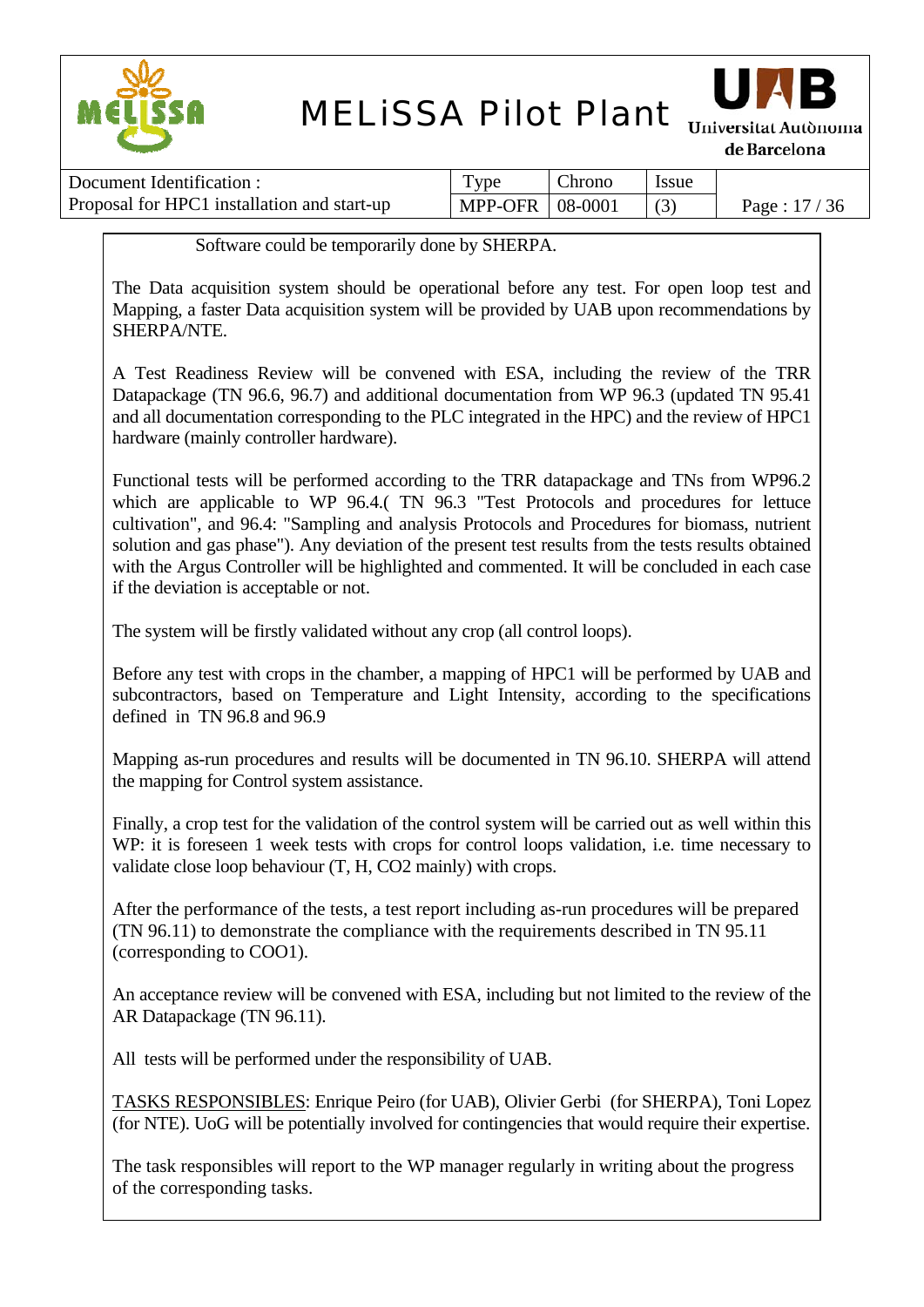Software could be temporarily done by SHERPA.

The Data acquisition system should be operational before any test. For open loop test and Mapping, a faster Data acquisition system will be provided by UAB upon recommendations by SHERPA/NTE.

A Test Readiness Review will be convened with ESA, including the review of the TRR Datapackage (TN 96.6, 96.7) and additional documentation from WP 96.3 (updated TN 95.41 and all documentation corresponding to the PLC integrated in the HPC) and the review of HPC1 hardware (mainly controller hardware).

Functional tests will be performed according to the TRR datapackage and TNs from WP96.2 which are applicable to WP 96.4.( TN 96.3 "Test Protocols and procedures for lettuce cultivation", and 96.4: "Sampling and analysis Protocols and Procedures for biomass, nutrient solution and gas phase"). Any deviation of the present test results from the tests results obtained with the Argus Controller will be highlighted and commented. It will be concluded in each case if the deviation is acceptable or not.

The system will be firstly validated without any crop (all control loops).

Before any test with crops in the chamber, a mapping of HPC1 will be performed by UAB and subcontractors, based on Temperature and Light Intensity, according to the specifications defined in TN 96.8 and 96.9

Mapping as-run procedures and results will be documented in TN 96.10. SHERPA will attend the mapping for Control system assistance.

Finally, a crop test for the validation of the control system will be carried out as well within this WP: it is foreseen 1 week tests with crops for control loops validation, i.e. time necessary to validate close loop behaviour (T, H, CO2 mainly) with crops.

After the performance of the tests, a test report including as-run procedures will be prepared (TN 96.11) to demonstrate the compliance with the requirements described in TN 95.11 (corresponding to COO1).

An acceptance review will be convened with ESA, including but not limited to the review of the AR Datapackage (TN 96.11).

All tests will be performed under the responsibility of UAB.

<u>TASKS RESPONSIBLES</u>: Enrique Peiro (for UAB), Olivier Gerbi (for SHERPA), Toni Lopez (for NTE). UoG will be potentially involved for contingencies that would require their expertise.

The task responsibles will report to the WP manager regularly in writing about the progress of the corresponding tasks.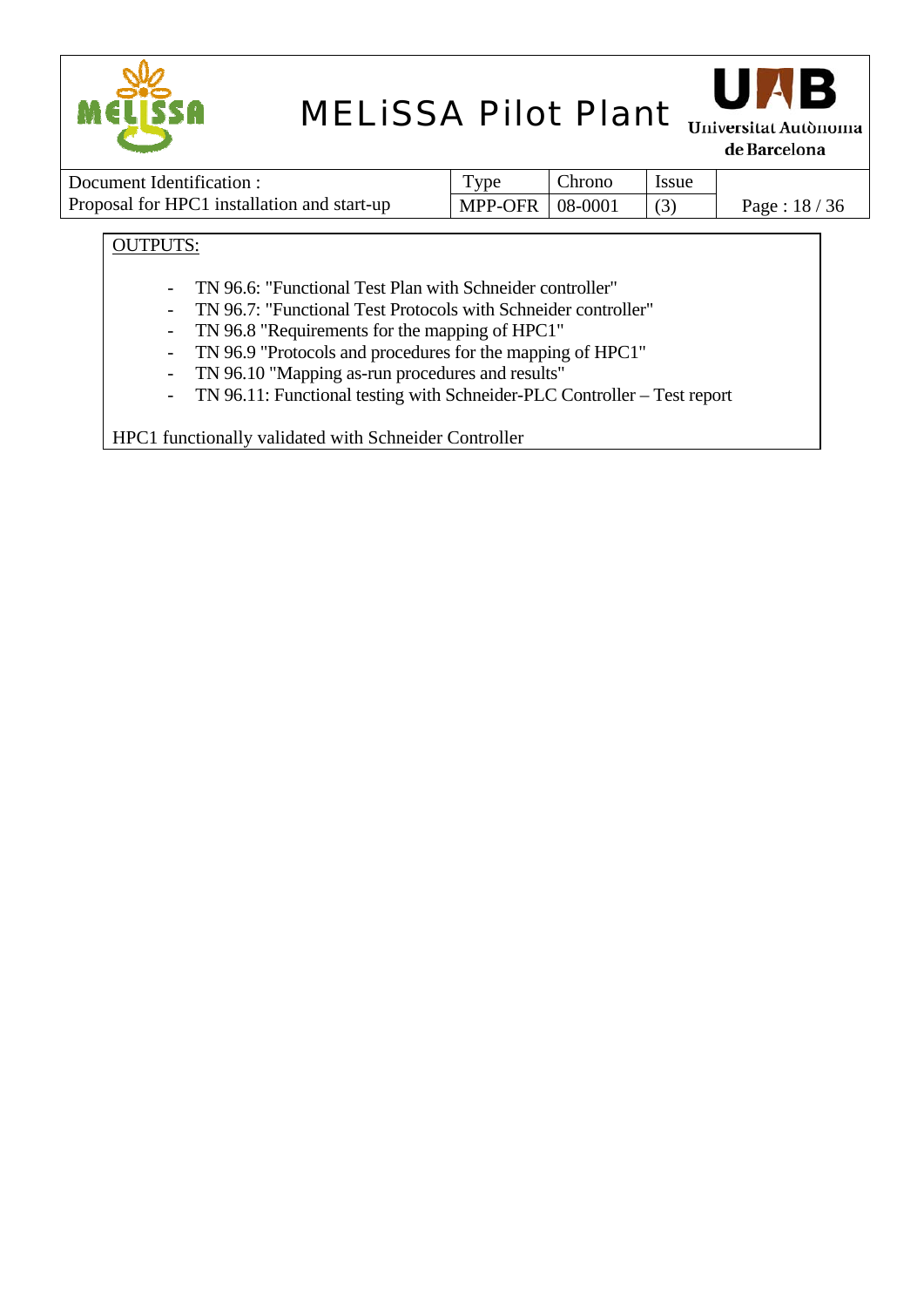OUTPUTS:

- TN 96.6: "Functional Test Plan with Schneider controller"
- TN 96.7: "Functional Test Protocols with Schneider controller"
- TN 96.8 "Requirements for the mapping of HPC1"
- TN 96.9 "Protocols and procedures for the mapping of HPC1"
- TN 96.10 "Mapping as-run procedures and results"
- TN 96.11: Functional testing with Schneider-PLC Controller – Test report

HPC1 functionally validated with Schneider Controller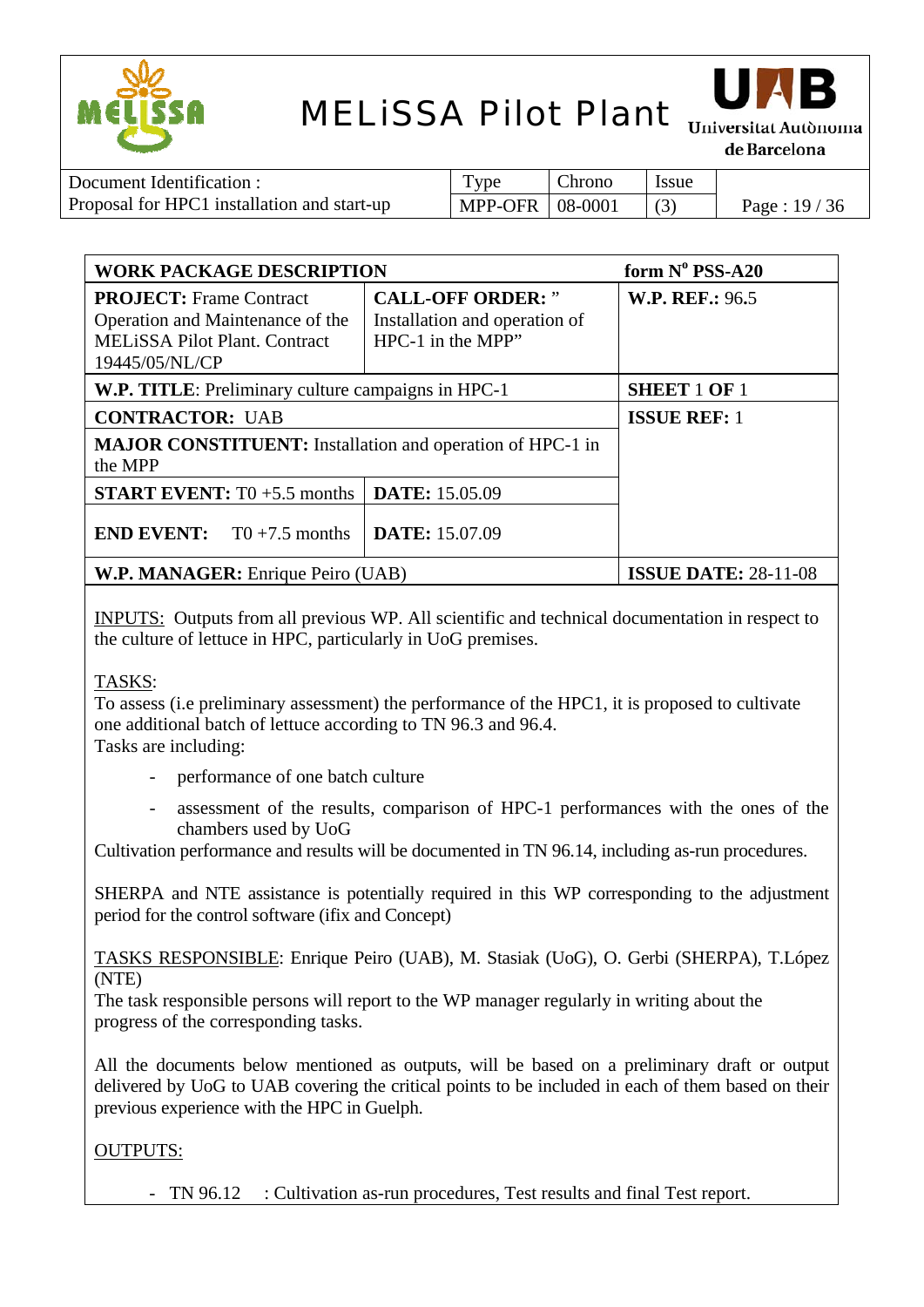| **WORK PACKAGE DESCRIPTION** | | **form N° PSS-A20** |
|---|---|---|
| **PROJECT:** Frame Contract Operation and Maintenance of the MELiSSA Pilot Plant. Contract 19445/05/NL/CP | **CALL-OFF ORDER:** " Installation and operation of HPC-1 in the MPP" | **W.P. REF.:** 96.5 |
| **W.P. TITLE**: Preliminary culture campaigns in HPC-1 | | **SHEET** 1 **OF** 1 |
| **CONTRACTOR:** UAB | | **ISSUE REF:** 1 |
| **MAJOR CONSTITUENT:** Installation and operation of HPC-1 in the MPP | | |
| **START EVENT:** T0 +5.5 months | **DATE:** 15.05.09 | |
| **END EVENT:** T0 +7.5 months | **DATE:** 15.07.09 | |
| **W.P. MANAGER:** Enrique Peiro (UAB) | | **ISSUE DATE:** 28-11-08 |

INPUTS: Outputs from all previous WP. All scientific and technical documentation in respect to the culture of lettuce in HPC, particularly in UoG premises.

TASKS:
To assess (i.e preliminary assessment) the performance of the HPC1, it is proposed to cultivate one additional batch of lettuce according to TN 96.3 and 96.4.
Tasks are including:

- performance of one batch culture
- assessment of the results, comparison of HPC-1 performances with the ones of the chambers used by UoG

Cultivation performance and results will be documented in TN 96.14, including as-run procedures.

SHERPA and NTE assistance is potentially required in this WP corresponding to the adjustment period for the control software (ifix and Concept)

TASKS RESPONSIBLE: Enrique Peiro (UAB), M. Stasiak (UoG), O. Gerbi (SHERPA), T.López (NTE)
The task responsible persons will report to the WP manager regularly in writing about the progress of the corresponding tasks.

All the documents below mentioned as outputs, will be based on a preliminary draft or output delivered by UoG to UAB covering the critical points to be included in each of them based on their previous experience with the HPC in Guelph.

OUTPUTS:

- TN 96.12 : Cultivation as-run procedures, Test results and final Test report.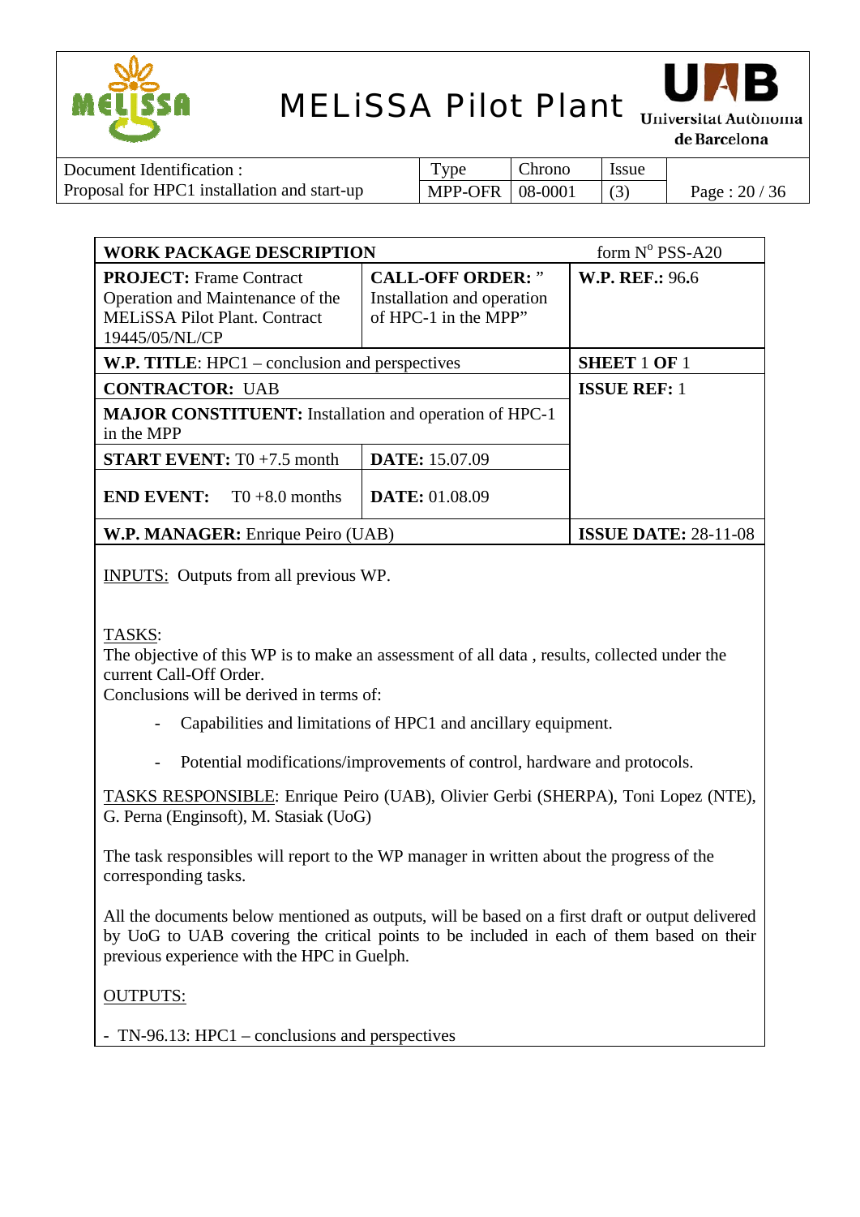| WORK PACKAGE DESCRIPTION | | form N° PSS-A20 |
|---|---|---|
| **PROJECT:** Frame Contract Operation and Maintenance of the MELiSSA Pilot Plant. Contract 19445/05/NL/CP | **CALL-OFF ORDER:** " Installation and operation of HPC-1 in the MPP" | **W.P. REF.:** 96.6 |
| **W.P. TITLE**: HPC1 – conclusion and perspectives | | **SHEET** 1 **OF** 1 |
| **CONTRACTOR:** UAB | | **ISSUE REF:** 1 |
| **MAJOR CONSTITUENT:** Installation and operation of HPC-1 in the MPP | | |
| **START EVENT:** T0 +7.5 month | **DATE:** 15.07.09 | |
| **END EVENT:** T0 +8.0 months | **DATE:** 01.08.09 | |
| **W.P. MANAGER:** Enrique Peiro (UAB) | | **ISSUE DATE:** 28-11-08 |

INPUTS: Outputs from all previous WP.

TASKS:

The objective of this WP is to make an assessment of all data , results, collected under the current Call-Off Order.

Conclusions will be derived in terms of:

- Capabilities and limitations of HPC1 and ancillary equipment.
- Potential modifications/improvements of control, hardware and protocols.

TASKS RESPONSIBLE: Enrique Peiro (UAB), Olivier Gerbi (SHERPA), Toni Lopez (NTE), G. Perna (Enginsoft), M. Stasiak (UoG)

The task responsibles will report to the WP manager in written about the progress of the corresponding tasks.

All the documents below mentioned as outputs, will be based on a first draft or output delivered by UoG to UAB covering the critical points to be included in each of them based on their previous experience with the HPC in Guelph.

OUTPUTS:

- TN-96.13: HPC1 – conclusions and perspectives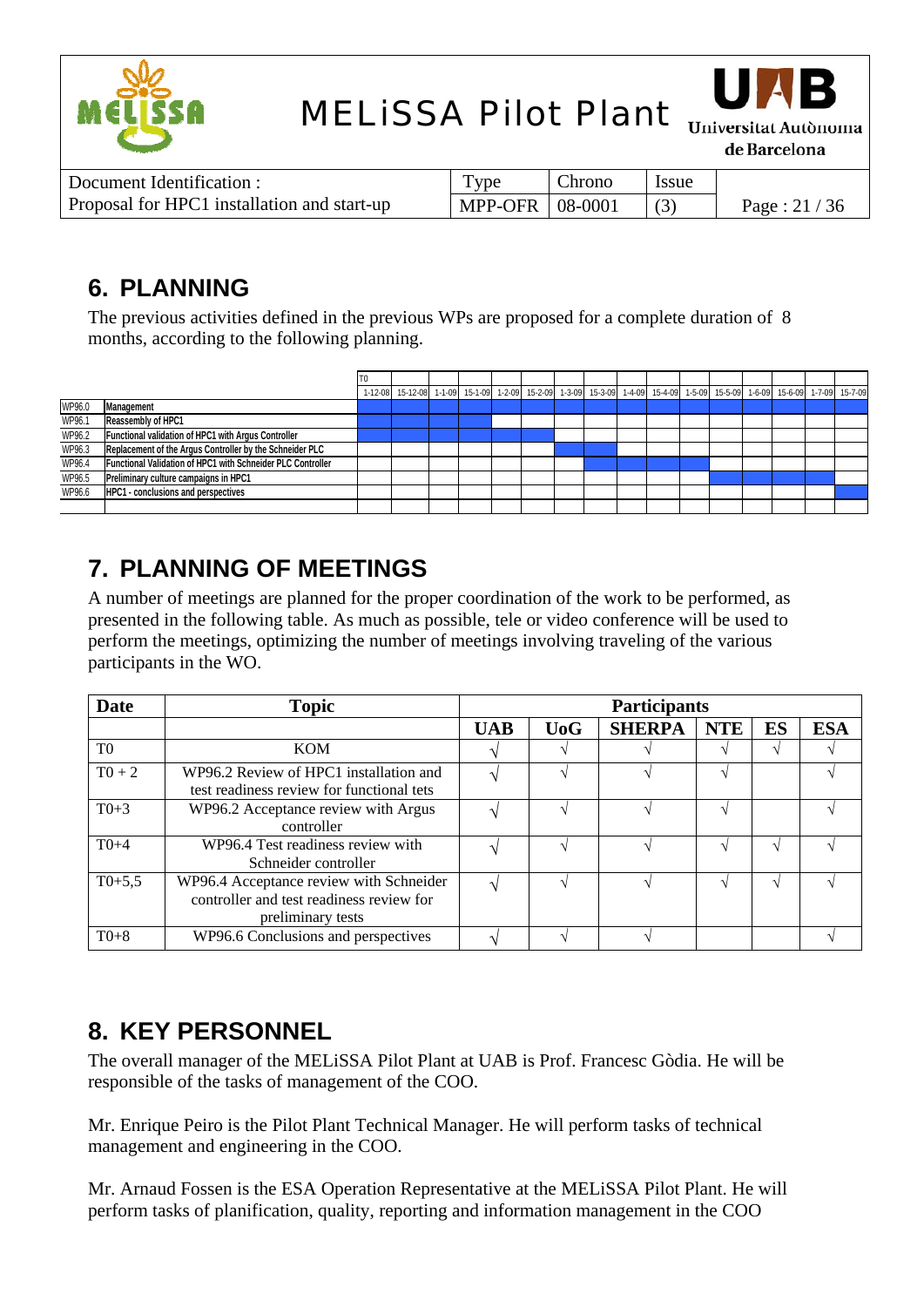## 6. PLANNING

The previous activities defined in the previous WPs are proposed for a complete duration of 8 months, according to the following planning.

| | | T0 | | | | | | | | | | | | | | | |
|---|---|---|---|---|---|---|---|---|---|---|---|---|---|---|---|---|---|
| | | 1-12-08 | 15-12-08 | 1-1-09 | 15-1-09 | 1-2-09 | 15-2-09 | 1-3-09 | 15-3-09 | 1-4-09 | 15-4-09 | 1-5-09 | 15-5-09 | 1-6-09 | 15-6-09 | 1-7-09 | 15-7-09 |
| WP96.0 | **Management** | X | X | X | X | X | X | X | X | X | X | X | X | X | X | X | X |
| WP96.1 | **Reassembly of HPC1** | X | X | X | X | | | | | | | | | | | | |
| WP96.2 | **Functional validation of HPC1 with Argus Controller** | X | X | X | X | X | X | | | | | | | | | | |
| WP96.3 | **Replacement of the Argus Controller by the Schneider PLC** | | | | | | | X | X | | | | | | | | |
| WP96.4 | **Functional Validation of HPC1 with Schneider PLC Controller** | | | | | | | | X | X | X | X | | | | | |
| WP96.5 | **Preliminary culture campaigns in HPC1** | | | | | | | | | | | | X | X | X | X | |
| WP96.6 | **HPC1 - conclusions and perspectives** | | | | | | | | | | | | | | | | X |

## 7. PLANNING OF MEETINGS

A number of meetings are planned for the proper coordination of the work to be performed, as presented in the following table. As much as possible, tele or video conference will be used to perform the meetings, optimizing the number of meetings involving traveling of the various participants in the WO.

| Date | Topic | Participants | | | | | |
|---|---|---|---|---|---|---|---|
| | | **UAB** | **UoG** | **SHERPA** | **NTE** | **ES** | **ESA** |
| T0 | KOM | √ | √ | √ | √ | √ | √ |
| T0 + 2 | WP96.2 Review of HPC1 installation and test readiness review for functional tets | √ | √ | √ | √ | | √ |
| T0+3 | WP96.2 Acceptance review with Argus controller | √ | √ | √ | √ | | √ |
| T0+4 | WP96.4 Test readiness review with Schneider controller | √ | √ | √ | √ | √ | √ |
| T0+5,5 | WP96.4 Acceptance review with Schneider controller and test readiness review for preliminary tests | √ | √ | √ | √ | √ | √ |
| T0+8 | WP96.6 Conclusions and perspectives | √ | √ | √ | | | √ |

## 8. KEY PERSONNEL

The overall manager of the MELiSSA Pilot Plant at UAB is Prof. Francesc Gòdia. He will be responsible of the tasks of management of the COO.

Mr. Enrique Peiro is the Pilot Plant Technical Manager. He will perform tasks of technical management and engineering in the COO.

Mr. Arnaud Fossen is the ESA Operation Representative at the MELiSSA Pilot Plant. He will perform tasks of planification, quality, reporting and information management in the COO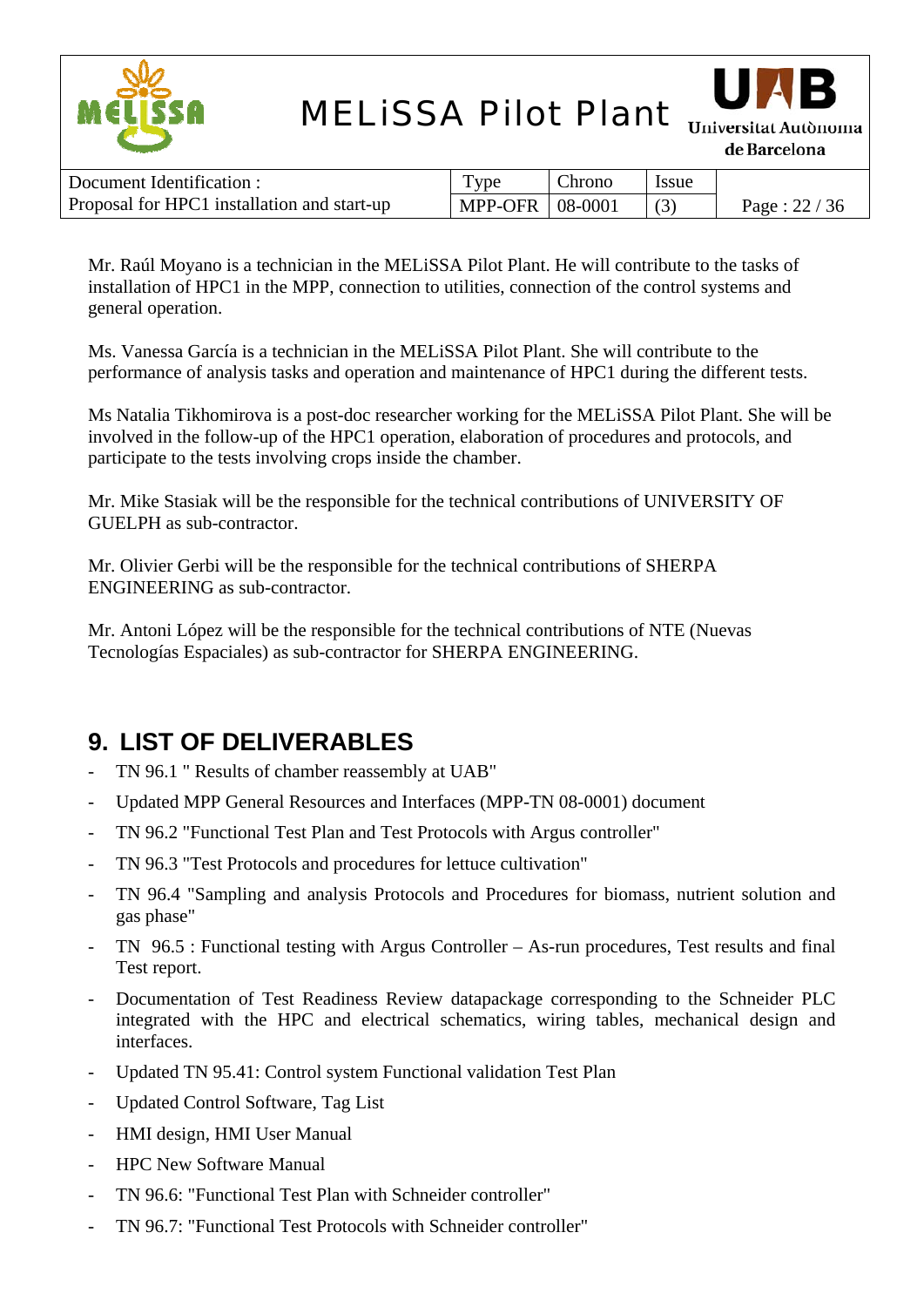Mr. Raúl Moyano is a technician in the MELiSSA Pilot Plant. He will contribute to the tasks of installation of HPC1 in the MPP, connection to utilities, connection of the control systems and general operation.

Ms. Vanessa García is a technician in the MELiSSA Pilot Plant. She will contribute to the performance of analysis tasks and operation and maintenance of HPC1 during the different tests.

Ms Natalia Tikhomirova is a post-doc researcher working for the MELiSSA Pilot Plant. She will be involved in the follow-up of the HPC1 operation, elaboration of procedures and protocols, and participate to the tests involving crops inside the chamber.

Mr. Mike Stasiak will be the responsible for the technical contributions of UNIVERSITY OF GUELPH as sub-contractor.

Mr. Olivier Gerbi will be the responsible for the technical contributions of SHERPA ENGINEERING as sub-contractor.

Mr. Antoni López will be the responsible for the technical contributions of NTE (Nuevas Tecnologías Espaciales) as sub-contractor for SHERPA ENGINEERING.

# 9. LIST OF DELIVERABLES

- TN 96.1 " Results of chamber reassembly at UAB"
- Updated MPP General Resources and Interfaces (MPP-TN 08-0001) document
- TN 96.2 "Functional Test Plan and Test Protocols with Argus controller"
- TN 96.3 "Test Protocols and procedures for lettuce cultivation"
- TN 96.4 "Sampling and analysis Protocols and Procedures for biomass, nutrient solution and gas phase"
- TN 96.5 : Functional testing with Argus Controller – As-run procedures, Test results and final Test report.
- Documentation of Test Readiness Review datapackage corresponding to the Schneider PLC integrated with the HPC and electrical schematics, wiring tables, mechanical design and interfaces.
- Updated TN 95.41: Control system Functional validation Test Plan
- Updated Control Software, Tag List
- HMI design, HMI User Manual
- HPC New Software Manual
- TN 96.6: "Functional Test Plan with Schneider controller"
- TN 96.7: "Functional Test Protocols with Schneider controller"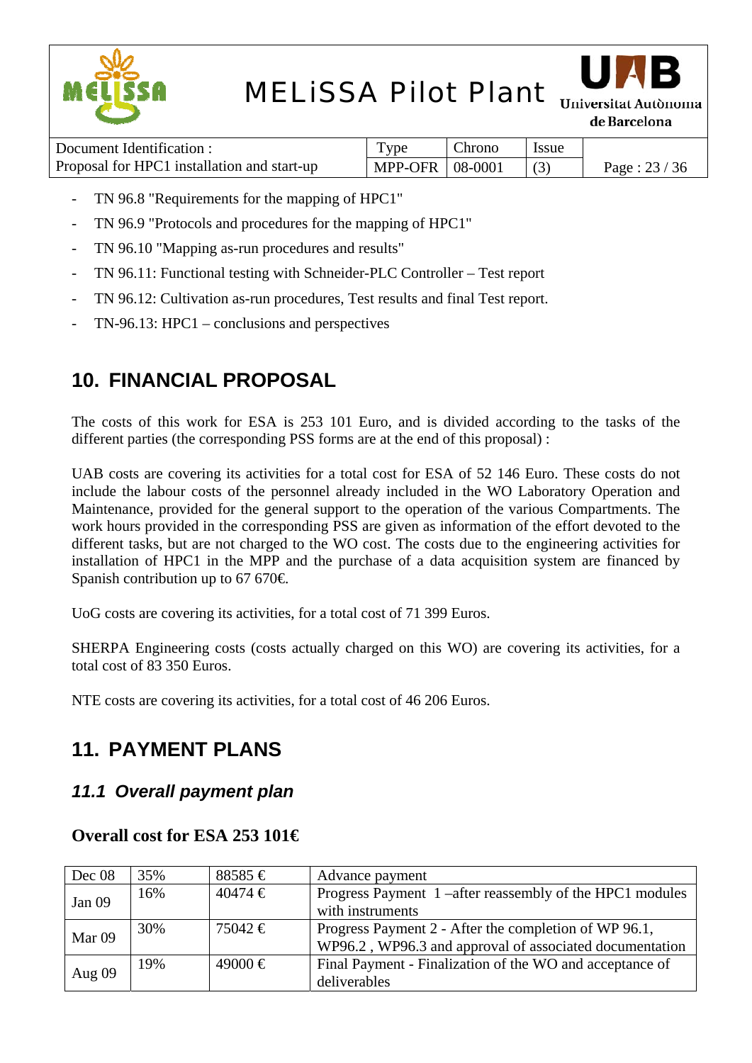- TN 96.8 "Requirements for the mapping of HPC1"
- TN 96.9 "Protocols and procedures for the mapping of HPC1"
- TN 96.10 "Mapping as-run procedures and results"
- TN 96.11: Functional testing with Schneider-PLC Controller – Test report
- TN 96.12: Cultivation as-run procedures, Test results and final Test report.
- TN-96.13: HPC1 – conclusions and perspectives

# 10. FINANCIAL PROPOSAL

The costs of this work for ESA is 253 101 Euro, and is divided according to the tasks of the different parties (the corresponding PSS forms are at the end of this proposal) :

UAB costs are covering its activities for a total cost for ESA of 52 146 Euro. These costs do not include the labour costs of the personnel already included in the WO Laboratory Operation and Maintenance, provided for the general support to the operation of the various Compartments. The work hours provided in the corresponding PSS are given as information of the effort devoted to the different tasks, but are not charged to the WO cost. The costs due to the engineering activities for installation of HPC1 in the MPP and the purchase of a data acquisition system are financed by Spanish contribution up to 67 670€.

UoG costs are covering its activities, for a total cost of 71 399 Euros.

SHERPA Engineering costs (costs actually charged on this WO) are covering its activities, for a total cost of 83 350 Euros.

NTE costs are covering its activities, for a total cost of 46 206 Euros.

# 11. PAYMENT PLANS

## *11.1 Overall payment plan*

### Overall cost for ESA 253 101€

| Dec 08 | 35% | 88585 € | Advance payment |
|---|---|---|---|
| Jan 09 | 16% | 40474 € | Progress Payment 1 –after reassembly of the HPC1 modules with instruments |
| Mar 09 | 30% | 75042 € | Progress Payment 2 - After the completion of WP 96.1, WP96.2 , WP96.3 and approval of associated documentation |
| Aug 09 | 19% | 49000 € | Final Payment - Finalization of the WO and acceptance of deliverables |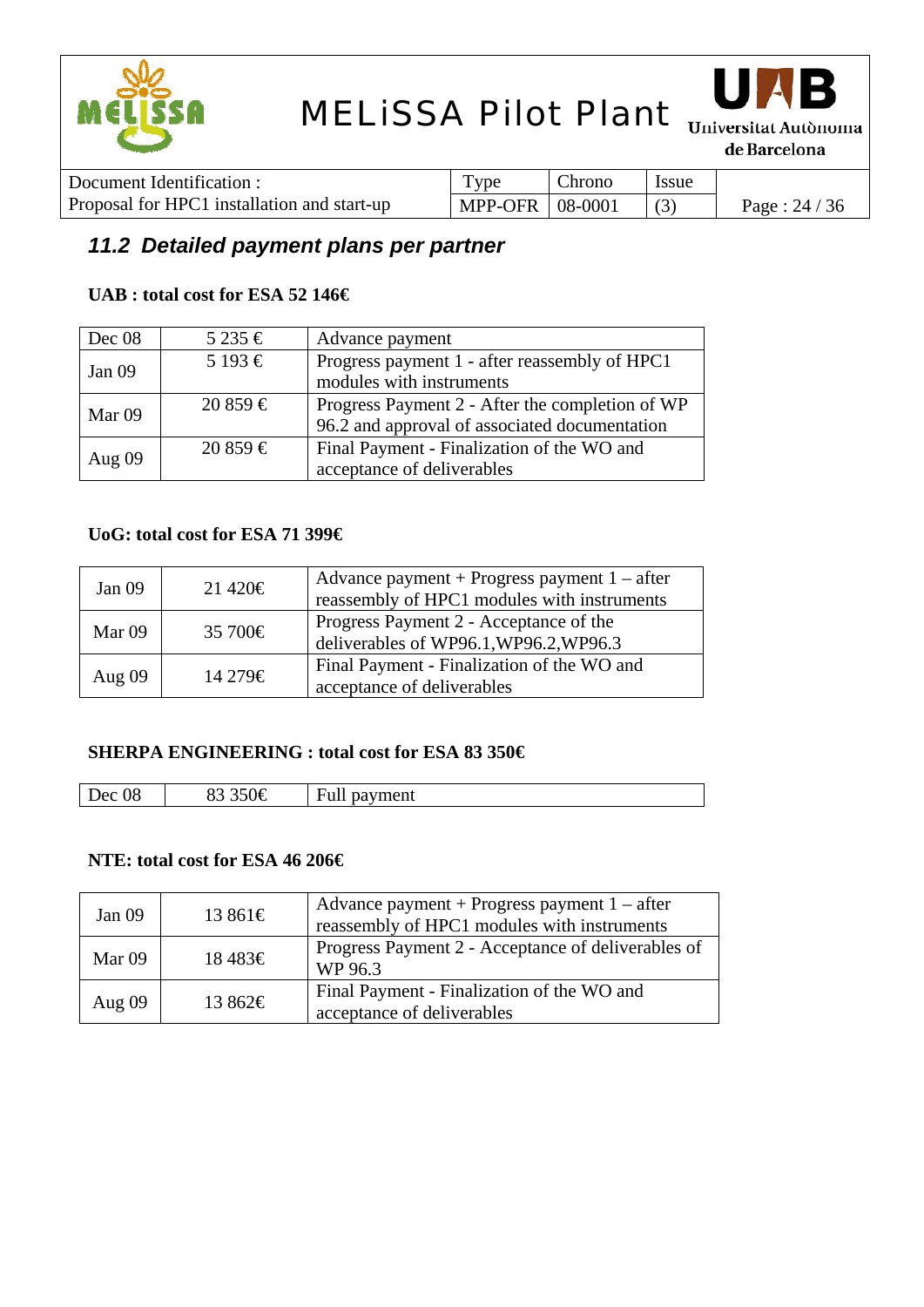### 11.2 Detailed payment plans per partner

**UAB : total cost for ESA 52 146€**

| Dec 08 | 5 235 € | Advance payment |
|---|---|---|
| Jan 09 | 5 193 € | Progress payment 1 - after reassembly of HPC1 modules with instruments |
| Mar 09 | 20 859 € | Progress Payment 2 - After the completion of WP 96.2 and approval of associated documentation |
| Aug 09 | 20 859 € | Final Payment - Finalization of the WO and acceptance of deliverables |

**UoG: total cost for ESA 71 399€**

| Jan 09 | 21 420€ | Advance payment + Progress payment 1 – after reassembly of HPC1 modules with instruments |
|---|---|---|
| Mar 09 | 35 700€ | Progress Payment 2 - Acceptance of the deliverables of WP96.1,WP96.2,WP96.3 |
| Aug 09 | 14 279€ | Final Payment - Finalization of the WO and acceptance of deliverables |

**SHERPA ENGINEERING : total cost for ESA 83 350€**

| Dec 08 | 83 350€ | Full payment |
|---|---|---|

**NTE: total cost for ESA 46 206€**

| Jan 09 | 13 861€ | Advance payment + Progress payment 1 – after reassembly of HPC1 modules with instruments |
|---|---|---|
| Mar 09 | 18 483€ | Progress Payment 2 - Acceptance of deliverables of WP 96.3 |
| Aug 09 | 13 862€ | Final Payment - Finalization of the WO and acceptance of deliverables |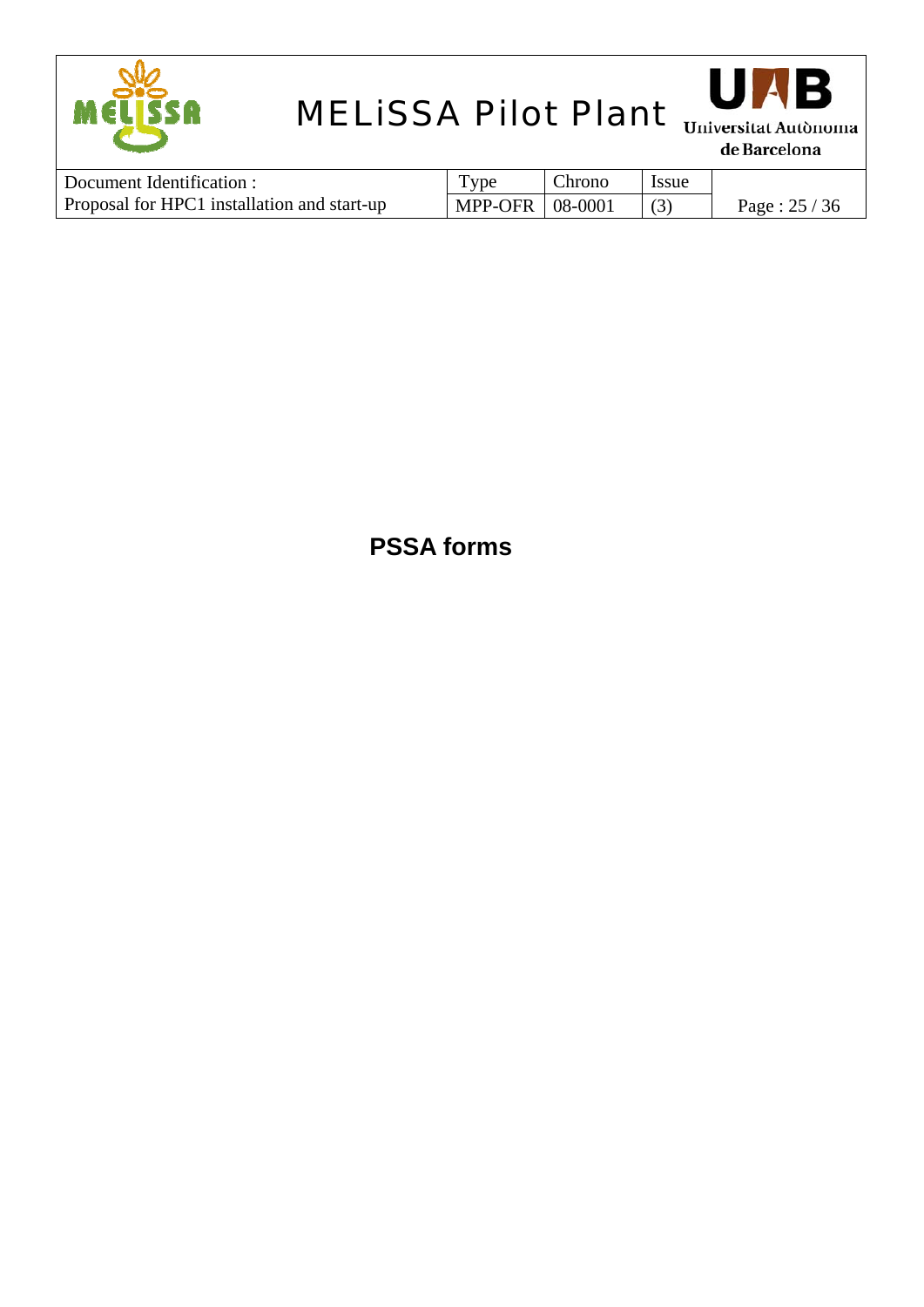# PSSA forms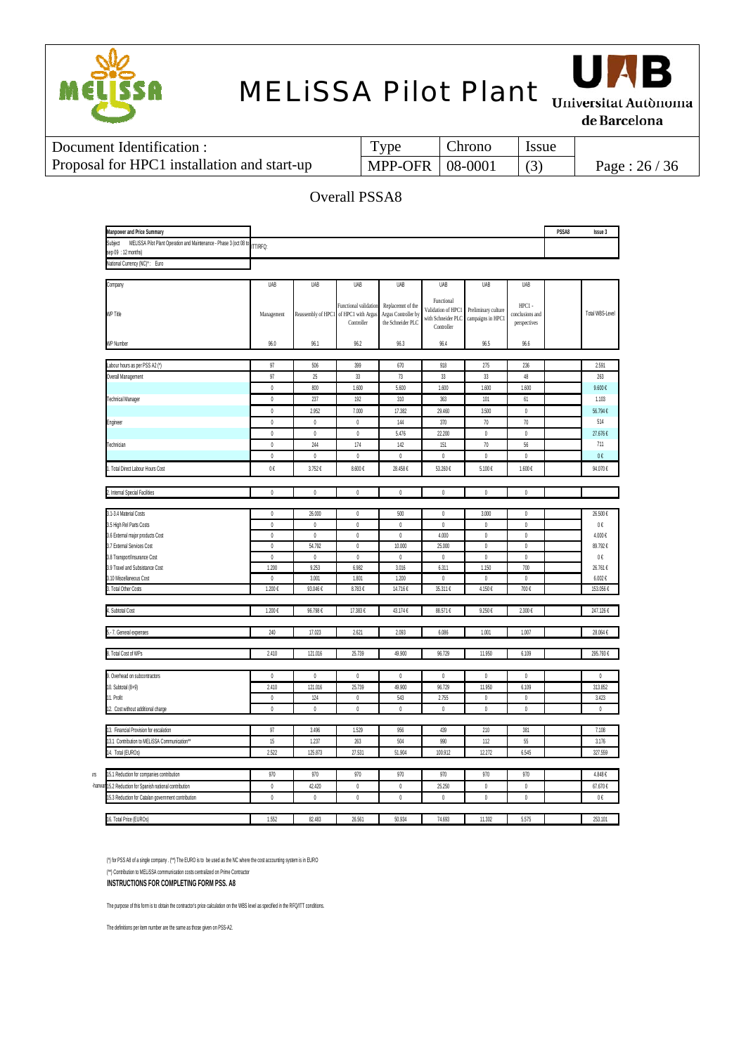## Overall PSSA8

| Manpower and Price Summary | | | | | | | | | PSSA8 | Issue 3 |
|---|---|---|---|---|---|---|---|---|---|---|
| Subject: MELiSSA Pilot Plant Operation and Maintenance - Phase 3 (oct 08 to sep 09 : 12 months) | ITT/RFQ: | | | | | | | | | |
| National Currency (NC)*: Euro | | | | | | | | | | |

| Company | UAB | UAB | UAB | UAB | UAB | UAB | UAB | | |
|---|---|---|---|---|---|---|---|---|---|
| WP Title | Management | Reassembly of HPC1 | Functional validation of HPC1 with Argus Controller | Replacemnt of the Argus Controller by the Schneider PLC | Functional Validation of HPC1 with Schneider PLC Controller | Preliminary culture campaigns in HPC1 | HPC1 - conclusions and perspectives | | Total WBS-Level |
| WP Number | 96.0 | 96.1 | 96.2 | 96.3 | 96.4 | 96.5 | 96.6 | | |
| Labour hours as per PSS A2 (*) | 97 | 506 | 399 | 670 | 918 | 275 | 236 | | 2.591 |
| Overall Management | 97 | 25 | 33 | 73 | 33 | 33 | 48 | | 263 |
| | 0 | 800 | 1.600 | 5.600 | 1.600 | 1.600 | 1.600 | | 9.600 € |
| Technical Manager | 0 | 237 | 192 | 310 | 363 | 101 | 61 | | 1.103 |
| | 0 | 2.952 | 7.000 | 17.382 | 29.460 | 3.500 | 0 | | 56.794 € |
| Engineer | 0 | 0 | 0 | 144 | 370 | 70 | 70 | | 514 |
| | 0 | 0 | 0 | 5.476 | 22.200 | 0 | 0 | | 27.676 € |
| Technician | 0 | 244 | 174 | 142 | 151 | 70 | 56 | | 711 |
| | 0 | 0 | 0 | 0 | 0 | 0 | 0 | | 0 € |
| 1. Total Direct Labour Hours Cost | 0 € | 3.752 € | 8.600 € | 28.458 € | 53.260 € | 5.100 € | 1.600 € | | 94.070 € |
| 2. Internal Special Facilities | 0 | 0 | 0 | 0 | 0 | 0 | 0 | | |
| 3.1-3.4 Material Costs | 0 | 26.000 | 0 | 500 | 0 | 3.000 | 0 | | 26.500 € |
| 3.5 High Rel Parts Costs | 0 | 0 | 0 | 0 | 0 | 0 | 0 | | 0 € |
| 3.6 External major products Cost | 0 | 0 | 0 | 0 | 4.000 | 0 | 0 | | 4.000 € |
| 3.7 External Services Cost | 0 | 54.792 | 0 | 10.000 | 25.000 | 0 | 0 | | 89.792 € |
| 3.8 Transport/Insurance Cost | 0 | 0 | 0 | 0 | 0 | 0 | 0 | | 0 € |
| 3.9 Travel and Subsistance Cost | 1.200 | 9.253 | 6.982 | 3.016 | 6.311 | 1.150 | 700 | | 26.761 € |
| 3.10 Miscellaneous Cost | 0 | 3.001 | 1.801 | 1.200 | 0 | 0 | 0 | | 6.002 € |
| 3. Total Other Costs | 1.200 € | 93.046 € | 8.783 € | 14.716 € | 35.311 € | 4.150 € | 700 € | | 153.056 € |
| 4. Subtotal Cost | 1.200 € | 96.798 € | 17.383 € | 43.174 € | 88.571 € | 9.250 € | 2.300 € | | 247.126 € |
| 5.- 7. General expenses | 240 | 17.023 | 2.621 | 2.093 | 6.086 | 1.001 | 1.007 | | 28.064 € |
| 8. Total Cost of WPs | 2.410 | 121.016 | 25.739 | 49.900 | 96.729 | 11.950 | 6.109 | | 295.793 € |
| 9. Overhead on subcontractors | 0 | 0 | 0 | 0 | 0 | 0 | 0 | | 0 |
| 10. Subtotal (8+9) | 2.410 | 121.016 | 25.739 | 49.900 | 96.729 | 11.950 | 6.109 | | 313.852 |
| 11. Profit | 0 | 124 | 0 | 543 | 2.755 | 0 | 0 | | 3.423 |
| 12. Cost without additional charge | 0 | 0 | 0 | 0 | 0 | 0 | 0 | | 0 |
| 13. Financial Provision for escalation | 97 | 3.496 | 1.529 | 956 | 439 | 210 | 381 | | 7.108 |
| 13.1 Contribution to MELiSSA Communication** | 15 | 1.237 | 263 | 504 | 990 | 112 | 55 | | 3.176 |
| 14. Total (EUROs) | 2.522 | 125.873 | 27.531 | 51.904 | 100.912 | 12.272 | 6.545 | | 327.559 |
| 15.1 Reduction for companies contribution | 970 | 970 | 970 | 970 | 970 | 970 | 970 | | 4.848 € |
| 15.2 Reduction for Spanish national contribution | 0 | 42.420 | 0 | 0 | 25.250 | 0 | 0 | | 67.670 € |
| 15.3 Reduction for Catalan government contribution | 0 | 0 | 0 | 0 | 0 | 0 | 0 | | 0 € |
| 16. Total Price (EUROs) | 1.552 | 82.483 | 26.561 | 50.934 | 74.693 | 11.302 | 5.575 | | 253.101 |

(*) for PSS A8 of a single company . (**) The EURO is to be used as the NC where the cost accounting system is in EURO

(**) Contribution to MELiSSA communication costs centralized on Prime Contractor

**INSTRUCTIONS FOR COMPLETING FORM PSS. A8**

The purpose of this form is to obtain the contractor's price calculation on the WBS level as specified in the RFQ/ITT conditions.

The definitions per item number are the same as those given on PSS-A2.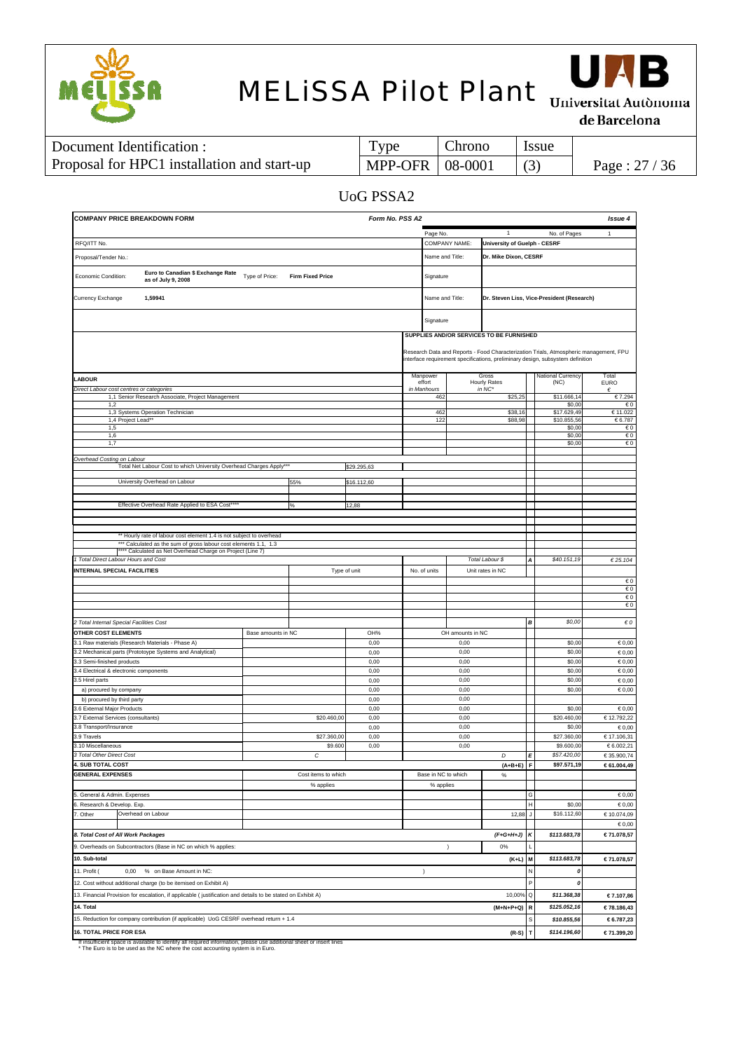## UoG PSSA2

| COMPANY PRICE BREAKDOWN FORM | | | Form No. PSS A2 | | | | | Issue 4 |
|---|---|---|---|---|---|---|---|---|
| | | | | Page No. | 1 | | No. of Pages | 1 |
| RFQ/ITT No. | | | | COMPANY NAME: | University of Guelph - CESRF | | | |
| Proposal/Tender No.: | | | | Name and Title: | Dr. Mike Dixon, CESRF | | | |
| Economic Condition: | Euro to Canadian $ Exchange Rate as of July 9, 2008 | Type of Price: Firm Fixed Price | | Signature | | | | |
| Currency Exchange | 1,59941 | | | Name and Title: | Dr. Steven Liss, Vice-President (Research) | | | |
| | | | | Signature | | | | |
| | | | | SUPPLIES AND/OR SERVICES TO BE FURNISHED | | | | |
| | | | | Research Data and Reports - Food Characterization Trials, Atmospheric management, FPU interface requirement specifications, preliminary design, subsystem definition | | | | |
| LABOUR | | | | Manpower effort in Manhours | Gross Hourly Rates in NC* | | National Currency (NC) | Total EURO € |
| Direct Labour cost centres or categories | | | | | | | | |
| 1,1 Senior Research Associate, Project Management | | | | 462 | $25,25 | | $11.666,14 | € 7.294 |
| 1,2 | | | | | | | $0,00 | € 0 |
| 1,3 Systems Operation Technician | | | | 462 | $38,16 | | $17.629,49 | € 11.022 |
| 1,4 Project Lead** | | | | 122 | $88,98 | | $10.855,56 | € 6.787 |
| 1,5 | | | | | | | $0,00 | € 0 |
| 1,6 | | | | | | | $0,00 | € 0 |
| 1,7 | | | | | | | $0,00 | € 0 |
| Overhead Costing on Labour | | | | | | | | |
| Total Net Labour Cost to which University Overhead Charges Apply*** | | | $29.295,63 | | | | | |
| University Overhead on Labour | | 55% | $16.112,60 | | | | | |
| Effective Overhead Rate Applied to ESA Cost**** | | % | 12,88 | | | | | |
| ** Hourly rate of labour cost element 1.4 is not subject to overhead | | | | | | | | |
| *** Calculated as the sum of gross labour cost elements 1.1, 1.3 | | | | | | | | |
| **** Calculated as Net Overhead Charge on Project (Line 7) | | | | | | | | |
| 1 Total Direct Labour Hours and Cost | | | | | Total Labour $ | A | $40.151,19 | € 25.104 |
| INTERNAL SPECIAL FACILITIES | | Type of unit | | No. of units | Unit rates in NC | | | |
| | | | | | | | | € 0 |
| | | | | | | | | € 0 |
| | | | | | | | | € 0 |
| | | | | | | | | € 0 |
| 2 Total Internal Special Facilities Cost | | | | | | B | $0,00 | € 0 |
| OTHER COST ELEMENTS | Base amounts in NC | | OH% | OH amounts in NC | | | | |
| 3.1 Raw materials (Research Materials - Phase A) | | | 0,00 | 0,00 | | | $0,00 | € 0,00 |
| 3.2 Mechanical parts (Prototoype Systems and Analytical) | | | 0,00 | 0,00 | | | $0,00 | € 0,00 |
| 3.3 Semi-finished products | | | 0,00 | 0,00 | | | $0,00 | € 0,00 |
| 3.4 Electrical & electronic components | | | 0,00 | 0,00 | | | $0,00 | € 0,00 |
| 3.5 Hirel parts | | | 0,00 | 0,00 | | | $0,00 | € 0,00 |
| a) procured by company | | | 0,00 | 0,00 | | | $0,00 | € 0,00 |
| b) procured by third party | | | 0,00 | 0,00 | | | | |
| 3.6 External Major Products | | | 0,00 | 0,00 | | | $0,00 | € 0,00 |
| 3.7 External Services (consultants) | | $20.460,00 | 0,00 | 0,00 | | | $20.460,00 | € 12.792,22 |
| 3.8 Transport/Insurance | | | 0,00 | 0,00 | | | $0,00 | € 0,00 |
| 3.9 Travels | | $27.360,00 | 0,00 | 0,00 | | | $27.360,00 | € 17.106,31 |
| 3.10 Miscellaneous | | $9.600 | 0,00 | 0,00 | | | $9.600,00 | € 6.002,21 |
| 3 Total Other Direct Cost | | C | | | D | E | $57.420,00 | € 35.900,74 |
| 4. SUB TOTAL COST | | | | | (A+B+E) | F | $97.571,19 | € 61.004,49 |
| GENERAL EXPENSES | | Cost items to which % applies | | Base in NC to which % applies | % | | | |
| 5. General & Admin. Expenses | | | | | | G | | € 0,00 |
| 6. Research & Develop. Exp. | | | | | | H | $0,00 | € 0,00 |
| 7. Other — Overhead on Labour | | | | | 12,88 | J | $16.112,60 | € 10.074,09 |
| | | | | | | | | € 0,00 |
| 8. Total Cost of All Work Packages | | | | | (F+G+H+J) | K | $113.683,78 | € 71.078,57 |
| 9. Overheads on Subcontractors (Base in NC on which % applies: | | | | ) | 0% | L | | |
| 10. Sub-total | | | | | (K+L) | M | $113.683,78 | € 71.078,57 |
| 11. Profit ( 0,00 % on Base Amount in NC: | | | | ) | | N | 0 | |
| 12. Cost without additional charge (to be itemised on Exhibit A) | | | | | | P | 0 | |
| 13. Financial Provision for escalation, if applicable ( justification and details to be stated on Exhibit A) | | | | | 10,00% | Q | $11.368,38 | € 7.107,86 |
| 14. Total | | | | | (M+N+P+Q) | R | $125.052,16 | € 78.186,43 |
| 15. Reduction for company contribution (if applicable) UoG CESRF overhead return + 1.4 | | | | | | S | $10.855,56 | € 6.787,23 |
| 16. TOTAL PRICE FOR ESA | | | | | (R-S) | T | $114.196,60 | € 71.399,20 |

If insufficient space is available to identify all required information, please use additional sheet or insert lines
* The Euro is to be used as the NC where the cost accounting system is in Euro.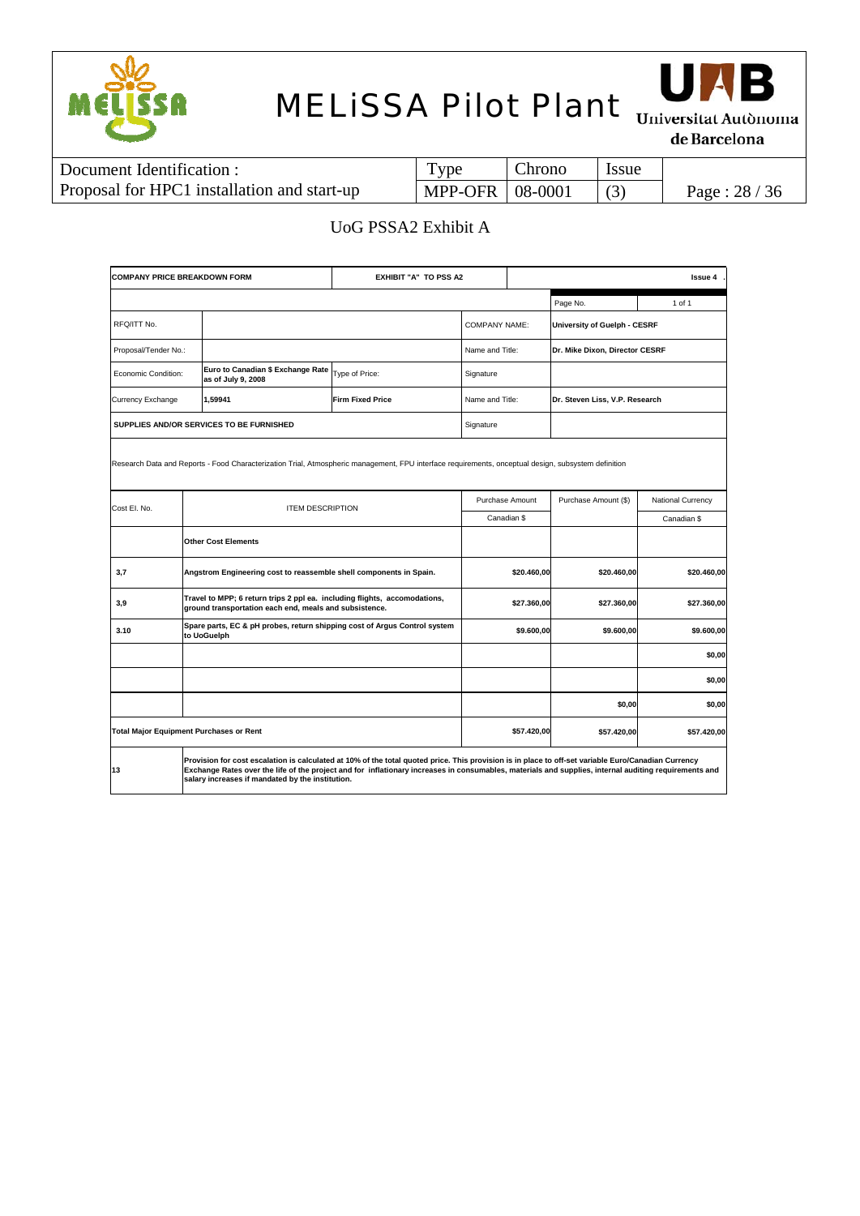UoG PSSA2 Exhibit A

| COMPANY PRICE BREAKDOWN FORM | | EXHIBIT "A" TO PSS A2 | | | Issue 4 |
|---|---|---|---|---|---|
| | | | | Page No. | 1 of 1 |
| RFQ/ITT No. | | | COMPANY NAME: | University of Guelph - CESRF | |
| Proposal/Tender No.: | | | Name and Title: | Dr. Mike Dixon, Director CESRF | |
| Economic Condition: | Euro to Canadian $ Exchange Rate as of July 9, 2008 | Type of Price: | Signature | | |
| Currency Exchange | 1,59941 | Firm Fixed Price | Name and Title: | Dr. Steven Liss, V.P. Research | |
| SUPPLIES AND/OR SERVICES TO BE FURNISHED | | | Signature | | |

Research Data and Reports - Food Characterization Trial, Atmospheric management, FPU interface requirements, onceptual design, subsystem definition

| Cost El. No. | ITEM DESCRIPTION | Purchase Amount Canadian $ | Purchase Amount ($) | National Currency Canadian $ |
|---|---|---|---|---|
| | **Other Cost Elements** | | | |
| 3,7 | **Angstrom Engineering cost to reassemble shell components in Spain.** | $20.460,00 | $20.460,00 | $20.460,00 |
| 3,9 | **Travel to MPP; 6 return trips 2 ppl ea. including flights, accomodations, ground transportation each end, meals and subsistence.** | $27.360,00 | $27.360,00 | $27.360,00 |
| 3.10 | **Spare parts, EC & pH probes, return shipping cost of Argus Control system to UoGuelph** | $9.600,00 | $9.600,00 | $9.600,00 |
| | | | | $0,00 |
| | | | | $0,00 |
| | | | $0,00 | $0,00 |
| **Total Major Equipment Purchases or Rent** | | $57.420,00 | $57.420,00 | $57.420,00 |
| 13 | **Provision for cost escalation is calculated at 10% of the total quoted price. This provision is in place to off-set variable Euro/Canadian Currency Exchange Rates over the life of the project and for inflationary increases in consumables, materials and supplies, internal auditing requirements and salary increases if mandated by the institution.** | | | |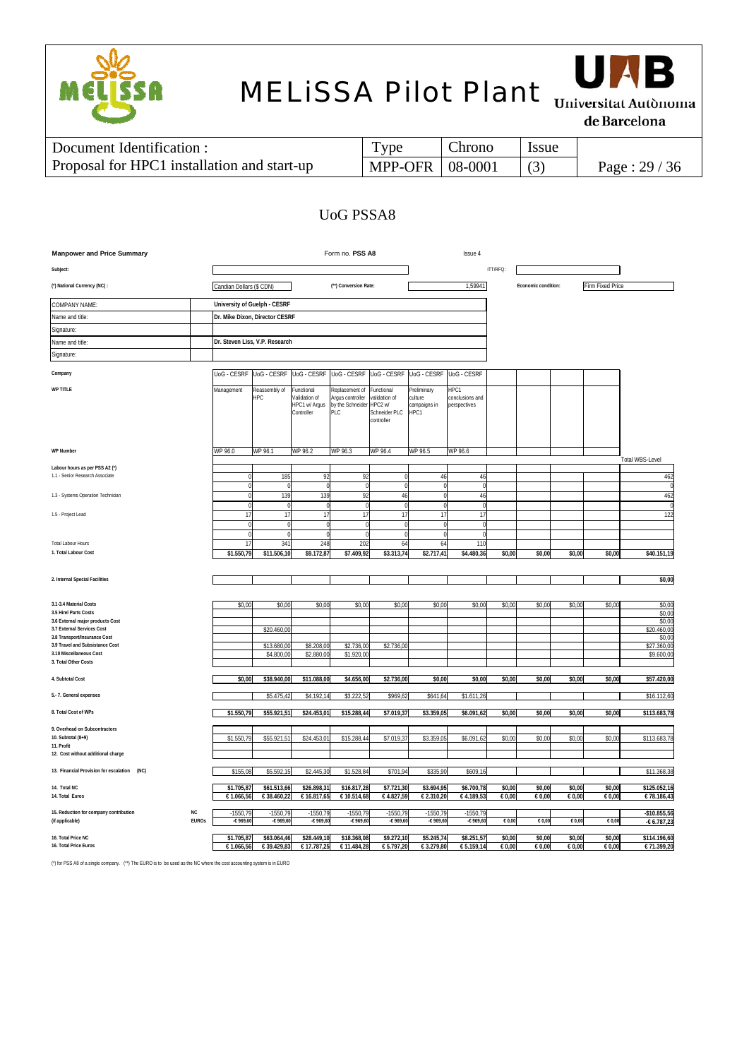## UoG PSSA8

**Manpower and Price Summary** — Form no. **PSS A8** — Issue 4

| | |
|---|---|
| Subject: | |
| ITT/RFQ: | |
| (*) National Currency (NC): | Candian Dollars ($ CDN) |
| (**) Conversion Rate: | 1,59941 |
| Economic condition: | Firm Fixed Price |
| COMPANY NAME: | University of Guelph - CESRF |
| Name and title: | Dr. Mike Dixon, Director CESRF |
| Signature: | |
| Name and title: | Dr. Steven Liss, V.P. Research |
| Signature: | |

| | | | | | | | | | | | | | |
|---|---|---|---|---|---|---|---|---|---|---|---|---|---|
| **Company** | UoG - CESRF | UoG - CESRF | UoG - CESRF | UoG - CESRF | UoG - CESRF | UoG - CESRF | UoG - CESRF | | | | | | |
| **WP TITLE** | Management | Reassembly of HPC | Functional Validation of HPC1 w/ Argus Controller | Replacement of Argus controller by the Schneider PLC | Functional validation of HPC2 w/ Schneider PLC controller | Preliminary culture campaigns in HPC1 | HPC1 conclusions and perspectives | | | | | | |
| **WP Number** | WP 96.0 | WP 96.1 | WP 96.2 | WP 96.3 | WP 96.4 | WP 96.5 | WP 96.6 | | | | | | Total WBS-Level |
| **Labour hours as per PSS A2 (*)** | | | | | | | | | | | | | |
| 1.1 - Senior Research Associate | 0 | 185 | 92 | 92 | 0 | 46 | 46 | | | | | | 462 |
| | 0 | 0 | 0 | 0 | 0 | 0 | 0 | | | | | | 0 |
| 1.3 - Systems Operation Technician | 0 | 139 | 139 | 92 | 46 | 0 | 46 | | | | | | 462 |
| | 0 | 0 | 0 | 0 | 0 | 0 | 0 | | | | | | 0 |
| 1.5 - Project Lead | 17 | 17 | 17 | 17 | 17 | 17 | 17 | | | | | | 122 |
| | 0 | 0 | 0 | 0 | 0 | 0 | 0 | | | | | | |
| | 0 | 0 | 0 | 0 | 0 | 0 | 0 | | | | | | |
| Total Labour Hours | 17 | 341 | 248 | 202 | 64 | 64 | 110 | | | | | | |
| **1. Total Labour Cost** | $1.550,79 | $11.506,10 | $9.172,87 | $7.409,92 | $3.313,74 | $2.717,41 | $4.480,36 | $0,00 | $0,00 | $0,00 | $0,00 | | $40.151,19 |
| **2. Internal Special Facilities** | | | | | | | | | | | | | $0,00 |
| **3.1-3.4 Material Costs** | $0,00 | $0,00 | $0,00 | $0,00 | $0,00 | $0,00 | $0,00 | $0,00 | $0,00 | $0,00 | $0,00 | | $0,00 |
| **3.5 Hirel Parts Costs** | | | | | | | | | | | | | $0,00 |
| **3.6 External major products Cost** | | | | | | | | | | | | | $0,00 |
| **3.7 External Services Cost** | | $20.460,00 | | | | | | | | | | | $20.460,00 |
| **3.8 Transport/Insurance Cost** | | | | | | | | | | | | | $0,00 |
| **3.9 Travel and Subsistance Cost** | | $13.680,00 | $8.208,00 | $2.736,00 | $2.736,00 | | | | | | | | $27.360,00 |
| **3.10 Miscellaneous Cost** | | $4.800,00 | $2.880,00 | $1.920,00 | | | | | | | | | $9.600,00 |
| **3. Total Other Costs** | | | | | | | | | | | | | |
| **4. Subtotal Cost** | $0,00 | $38.940,00 | $11.088,00 | $4.656,00 | $2.736,00 | $0,00 | $0,00 | $0,00 | $0,00 | $0,00 | $0,00 | | $57.420,00 |
| **5.- 7. General expenses** | | $5.475,42 | $4.192,14 | $3.222,52 | $969,62 | $641,64 | $1.611,26 | | | | | | $16.112,60 |
| **8. Total Cost of WPs** | $1.550,79 | $55.921,51 | $24.453,01 | $15.288,44 | $7.019,37 | $3.359,05 | $6.091,62 | $0,00 | $0,00 | $0,00 | $0,00 | | $113.683,78 |
| **9. Overhead on Subcontractors** | | | | | | | | | | | | | |
| **10. Subtotal (8+9)** | $1.550,79 | $55.921,51 | $24.453,01 | $15.288,44 | $7.019,37 | $3.359,05 | $6.091,62 | $0,00 | $0,00 | $0,00 | $0,00 | | $113.683,78 |
| **11. Profit** | | | | | | | | | | | | | |
| **12. Cost without additional charge** | | | | | | | | | | | | | |
| **13. Financial Provision for escalation (NC)** | $155,08 | $5.592,15 | $2.445,30 | $1.528,84 | $701,94 | $335,90 | $609,16 | | | | | | $11.368,38 |
| **14. Total NC** | $1.705,87 | $61.513,66 | $26.898,31 | $16.817,28 | $7.721,30 | $3.694,95 | $6.700,78 | $0,00 | $0,00 | $0,00 | $0,00 | | $125.052,16 |
| **14. Total Euros** | € 1.066,56 | € 38.460,22 | € 16.817,65 | € 10.514,68 | € 4.827,59 | € 2.310,20 | € 4.189,53 | € 0,00 | € 0,00 | € 0,00 | € 0,00 | | € 78.186,43 |
| **15. Reduction for company contribution** NC | -1550,79 | -1550,79 | -1550,79 | -1550,79 | -1550,79 | -1550,79 | -1550,79 | | | | | | -$10.855,56 |
| **(if applicable)** EUROs | -€ 969,60 | -€ 969,60 | -€ 969,60 | -€ 969,60 | -€ 969,60 | -€ 969,60 | -€ 969,60 | € 0,00 | € 0,00 | € 0,00 | € 0,00 | | -€ 6.787,23 |
| **16. Total Price NC** | $1.705,87 | $63.064,46 | $28.449,10 | $18.368,08 | $9.272,10 | $5.245,74 | $8.251,57 | $0,00 | $0,00 | $0,00 | $0,00 | | $114.196,60 |
| **16. Total Price Euros** | € 1.066,56 | € 39.429,83 | € 17.787,25 | € 11.484,28 | € 5.797,20 | € 3.279,80 | € 5.159,14 | € 0,00 | € 0,00 | € 0,00 | € 0,00 | | € 71.399,20 |

(*) for PSS A8 of a single company. (**) The EURO is to be used as the NC where the cost accounting system is in EURO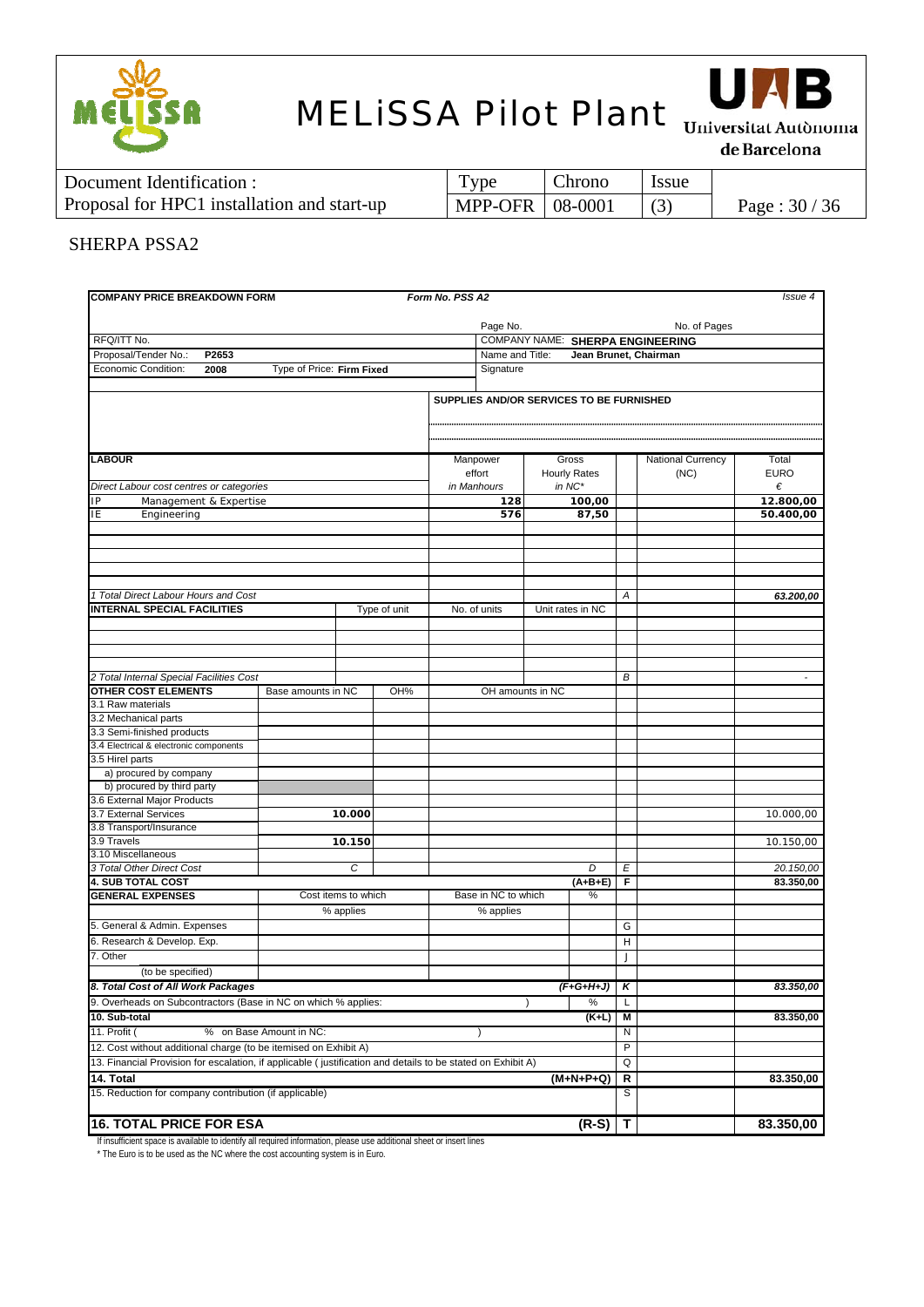## SHERPA PSSA2

**COMPANY PRICE BREAKDOWN FORM** — *Form No. PSS A2* — *Issue 4*

| | |
|---|---|
| Page No. | No. of Pages |
| RFQ/ITT No. | COMPANY NAME: **SHERPA ENGINEERING** |
| Proposal/Tender No.: **P2653** | Name and Title: **Jean Brunet, Chairman** |
| Economic Condition: **2008** Type of Price: **Firm Fixed** | Signature |

**SUPPLIES AND/OR SERVICES TO BE FURNISHED**

| **LABOUR** | | Manpower effort in Manhours | Gross Hourly Rates in NC* | | National Currency (NC) | Total EURO € |
|---|---|---|---|---|---|---|
| *Direct Labour cost centres or categories* | | | | | | |
| IP | Management & Expertise | 128 | 100,00 | | | 12.800,00 |
| IE | Engineering | 576 | 87,50 | | | 50.400,00 |
| *1 Total Direct Labour Hours and Cost* | | | | A | | *63.200,00* |

| **INTERNAL SPECIAL FACILITIES** | Type of unit | No. of units | Unit rates in NC | | | |
|---|---|---|---|---|---|---|
| *2 Total Internal Special Facilities Cost* | | | | B | | - |

| **OTHER COST ELEMENTS** | Base amounts in NC | OH% | OH amounts in NC | | | |
|---|---|---|---|---|---|---|
| 3.1 Raw materials | | | | | | |
| 3.2 Mechanical parts | | | | | | |
| 3.3 Semi-finished products | | | | | | |
| 3.4 Electrical & electronic components | | | | | | |
| 3.5 Hirel parts | | | | | | |
| a) procured by company | | | | | | |
| b) procured by third party | | | | | | |
| 3.6 External Major Products | | | | | | |
| 3.7 External Services | 10.000 | | | | | 10.000,00 |
| 3.8 Transport/Insurance | | | | | | |
| 3.9 Travels | 10.150 | | | | | 10.150,00 |
| 3.10 Miscellaneous | | | | | | |
| *3 Total Other Direct Cost* | *C* | | *D* | *E* | | *20.150,00* |
| **4. SUB TOTAL COST** | | | **(A+B+E)** | **F** | | **83.350,00** |

| **GENERAL EXPENSES** | Cost items to which % applies | Base in NC to which % applies | % | | | |
|---|---|---|---|---|---|---|
| 5. General & Admin. Expenses | | | | G | | |
| 6. Research & Develop. Exp. | | | | H | | |
| 7. Other (to be specified) | | | | J | | |
| ***8. Total Cost of All Work Packages*** | | | ***(F+G+H+J)*** | ***K*** | | ***83.350,00*** |
| 9. Overheads on Subcontractors (Base in NC on which % applies: ) | | | % | L | | |
| **10. Sub-total** | | | **(K+L)** | **M** | | **83.350,00** |
| 11. Profit ( % on Base Amount in NC: ) | | | | N | | |
| 12. Cost without additional charge (to be itemised on Exhibit A) | | | | P | | |
| 13. Financial Provision for escalation, if applicable ( justification and details to be stated on Exhibit A) | | | | Q | | |
| **14. Total** | | | **(M+N+P+Q)** | **R** | | **83.350,00** |
| 15. Reduction for company contribution (if applicable) | | | | S | | |
| **16. TOTAL PRICE FOR ESA** | | | **(R-S)** | **T** | | **83.350,00** |

If insufficient space is available to identify all required information, please use additional sheet or insert lines

\* The Euro is to be used as the NC where the cost accounting system is in Euro.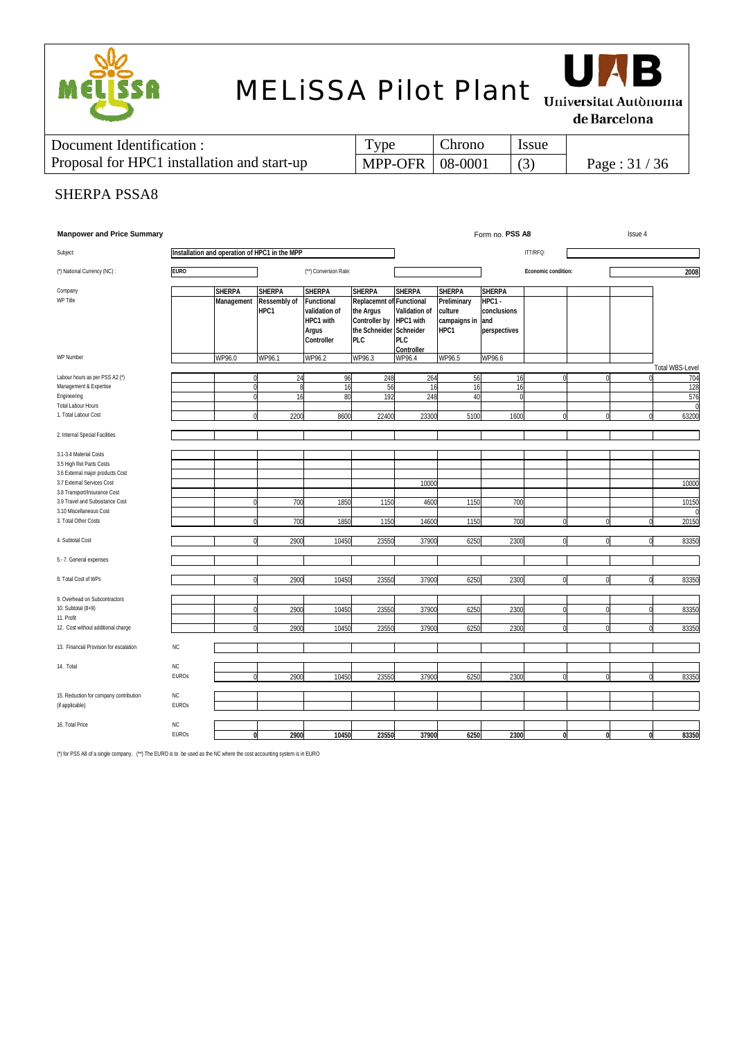## SHERPA PSSA8

**Manpower and Price Summary** — Form no. **PSS A8** — Issue 4

Subject: **Installation and operation of HPC1 in the MPP** — ITT/RFQ:

(*) National Currency (NC): **EURO** — (**) Conversion Rate: — **Economic condition:** **2008**

| | | | | | | | | | | | | |
|---|---|---|---|---|---|---|---|---|---|---|---|---|
| Company | | **SHERPA** | **SHERPA** | **SHERPA** | **SHERPA** | **SHERPA** | **SHERPA** | **SHERPA** | | | | |
| WP Title | | **Management** | **Ressembly of HPC1** | **Functional validation of HPC1 with Argus Controller** | **Replacemnt of the Argus Controller by the Schneider PLC** | **Functional Validation of HPC1 with Schneider PLC Controller** | **Preliminary culture campaigns in HPC1** | **HPC1 - conclusions and perspectives** | | | | |
| WP Number | | WP96.0 | WP96.1 | WP96.2 | WP96.3 | WP96.4 | WP96.5 | WP96.6 | | | | Total WBS-Level |
| Labour hours as per PSS A2 (*) | | 0 | 24 | 96 | 248 | 264 | 56 | 16 | 0 | 0 | 0 | 704 |
| Management & Expertise | | 0 | 8 | 16 | 56 | 16 | 16 | 16 | | | | 128 |
| Engineering | | 0 | 16 | 80 | 192 | 248 | 40 | 0 | | | | 576 |
| Total Labour Hours | | | | | | | | | | | | 0 |
| 1. Total Labour Cost | | 0 | 2200 | 8600 | 22400 | 23300 | 5100 | 1600 | 0 | 0 | 0 | 63200 |
| 2. Internal Special Facilities | | | | | | | | | | | | |
| 3.1-3.4 Material Costs | | | | | | | | | | | | |
| 3.5 High Rel Parts Costs | | | | | | | | | | | | |
| 3.6 External major products Cost | | | | | | | | | | | | |
| 3.7 External Services Cost | | | | | | 10000 | | | | | | 10000 |
| 3.8 Transport/Insurance Cost | | | | | | | | | | | | |
| 3.9 Travel and Subsistance Cost | | 0 | 700 | 1850 | 1150 | 4600 | 1150 | 700 | | | | 10150 |
| 3.10 Miscellaneous Cost | | | | | | | | | | | | 0 |
| 3. Total Other Costs | | 0 | 700 | 1850 | 1150 | 14600 | 1150 | 700 | 0 | 0 | 0 | 20150 |
| 4. Subtotal Cost | | 0 | 2900 | 10450 | 23550 | 37900 | 6250 | 2300 | 0 | 0 | 0 | 83350 |
| 5.- 7. General expenses | | | | | | | | | | | | |
| 8. Total Cost of WPs | | 0 | 2900 | 10450 | 23550 | 37900 | 6250 | 2300 | 0 | 0 | 0 | 83350 |
| 9. Overhead on Subcontractors | | | | | | | | | | | | |
| 10. Subtotal (8+9) | | 0 | 2900 | 10450 | 23550 | 37900 | 6250 | 2300 | 0 | 0 | 0 | 83350 |
| 11. Profit | | | | | | | | | | | | |
| 12. Cost without additional charge | | 0 | 2900 | 10450 | 23550 | 37900 | 6250 | 2300 | 0 | 0 | 0 | 83350 |
| 13. Financial Provision for escalation | NC | | | | | | | | | | | |
| 14. Total | NC | | | | | | | | | | | |
| | EUROs | 0 | 2900 | 10450 | 23550 | 37900 | 6250 | 2300 | 0 | 0 | 0 | 83350 |
| 15. Reduction for company contribution | NC | | | | | | | | | | | |
| (if applicable) | EUROs | | | | | | | | | | | |
| 16. Total Price | NC | | | | | | | | | | | |
| | EUROs | **0** | **2900** | **10450** | **23550** | **37900** | **6250** | **2300** | **0** | **0** | **0** | **83350** |

(*) for PSS A8 of a single company. (**) The EURO is to be used as the NC where the cost accounting system is in EURO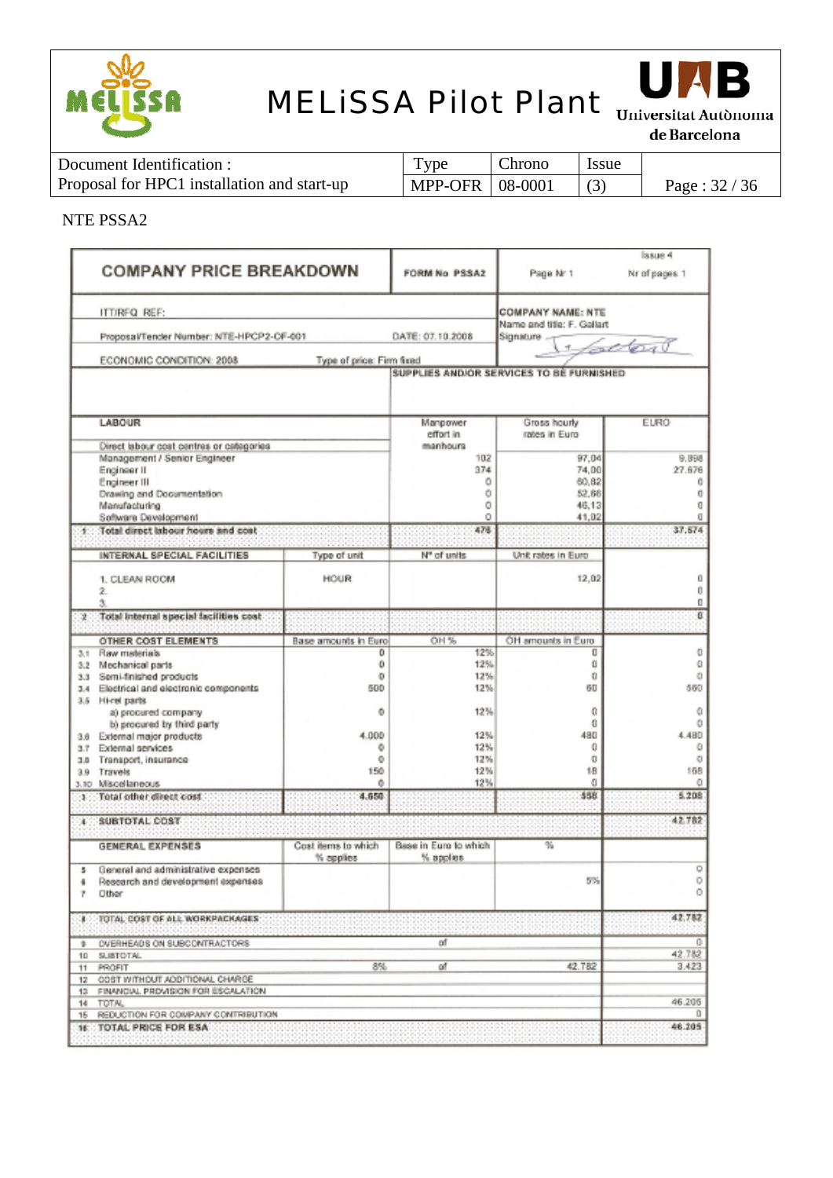NTE PSSA2

| COMPANY PRICE BREAKDOWN | | FORM No PSSA2 | Page Nr 1 | Issue 4 Nr of pages 1 |
|---|---|---|---|---|
| ITT/RFQ REF: | | | COMPANY NAME: NTE | |
| Proposal/Tender Number: NTE-HPCP2-OF-001 | | DATE: 07.10.2008 | Name and title: F. Gallart | |
| ECONOMIC CONDITION: 2008 | Type of price: Firm fixed | | Signature | |
| | | SUPPLIES AND/OR SERVICES TO BE FURNISHED | | |
| **LABOUR** | | Manpower effort in manhours | Gross hourly rates in Euro | EURO |
| Direct labour cost centres or categories | | | | |
| Management / Senior Engineer | | 102 | 97,04 | 9.898 |
| Engineer II | | 374 | 74,00 | 27.676 |
| Engineer III | | 0 | 60,82 | 0 |
| Drawing and Documentation | | 0 | 52,66 | 0 |
| Manufacturing | | 0 | 46,13 | 0 |
| Software Development | | 0 | 41,02 | 0 |
| 1 Total direct labour hours and cost | | 476 | | 37.574 |
| **INTERNAL SPECIAL FACILITIES** | Type of unit | N° of units | Unit rates in Euro | |
| 1. CLEAN ROOM | HOUR | | 12,02 | 0 |
| 2. | | | | 0 |
| 3. | | | | 0 |
| 2 Total internal special facilities cost | | | | 0 |
| **OTHER COST ELEMENTS** | Base amounts in Euro | OH % | OH amounts in Euro | |
| 3.1 Raw materials | 0 | 12% | 0 | 0 |
| 3.2 Mechanical parts | 0 | 12% | 0 | 0 |
| 3.3 Semi-finished products | 0 | 12% | 0 | 0 |
| 3.4 Electrical and electronic components | 500 | 12% | 60 | 560 |
| 3.5 Hi-rel parts | | | | |
| a) procured company | 0 | 12% | 0 | 0 |
| b) procured by third party | | | 0 | 0 |
| 3.6 External major products | 4.000 | 12% | 480 | 4.480 |
| 3.7 External services | 0 | 12% | 0 | 0 |
| 3.8 Transport, insurance | 0 | 12% | 0 | 0 |
| 3.9 Travels | 150 | 12% | 18 | 168 |
| 3.10 Miscellaneous | 0 | 12% | 0 | 0 |
| 3 Total other direct cost | 4.650 | | 558 | 5.208 |
| 4 SUBTOTAL COST | | | | 42.782 |
| **GENERAL EXPENSES** | Cost items to which % applies | Base in Euro to which % applies | % | |
| 5 General and administrative expenses | | | | 0 |
| 6 Research and development expenses | | | 5% | 0 |
| 7 Other | | | | 0 |
| 8 TOTAL COST OF ALL WORKPACKAGES | | | | 42.782 |
| 9 OVERHEADS ON SUBCONTRACTORS | | of | | 0 |
| 10 SUBTOTAL | | | | 42.782 |
| 11 PROFIT | 8% | of | 42.782 | 3.423 |
| 12 COST WITHOUT ADDITIONAL CHARGE | | | | |
| 13 FINANCIAL PROVISION FOR ESCALATION | | | | |
| 14 TOTAL | | | | 46.205 |
| 15 REDUCTION FOR COMPANY CONTRIBUTION | | | | 0 |
| 16 TOTAL PRICE FOR ESA | | | | 46.205 |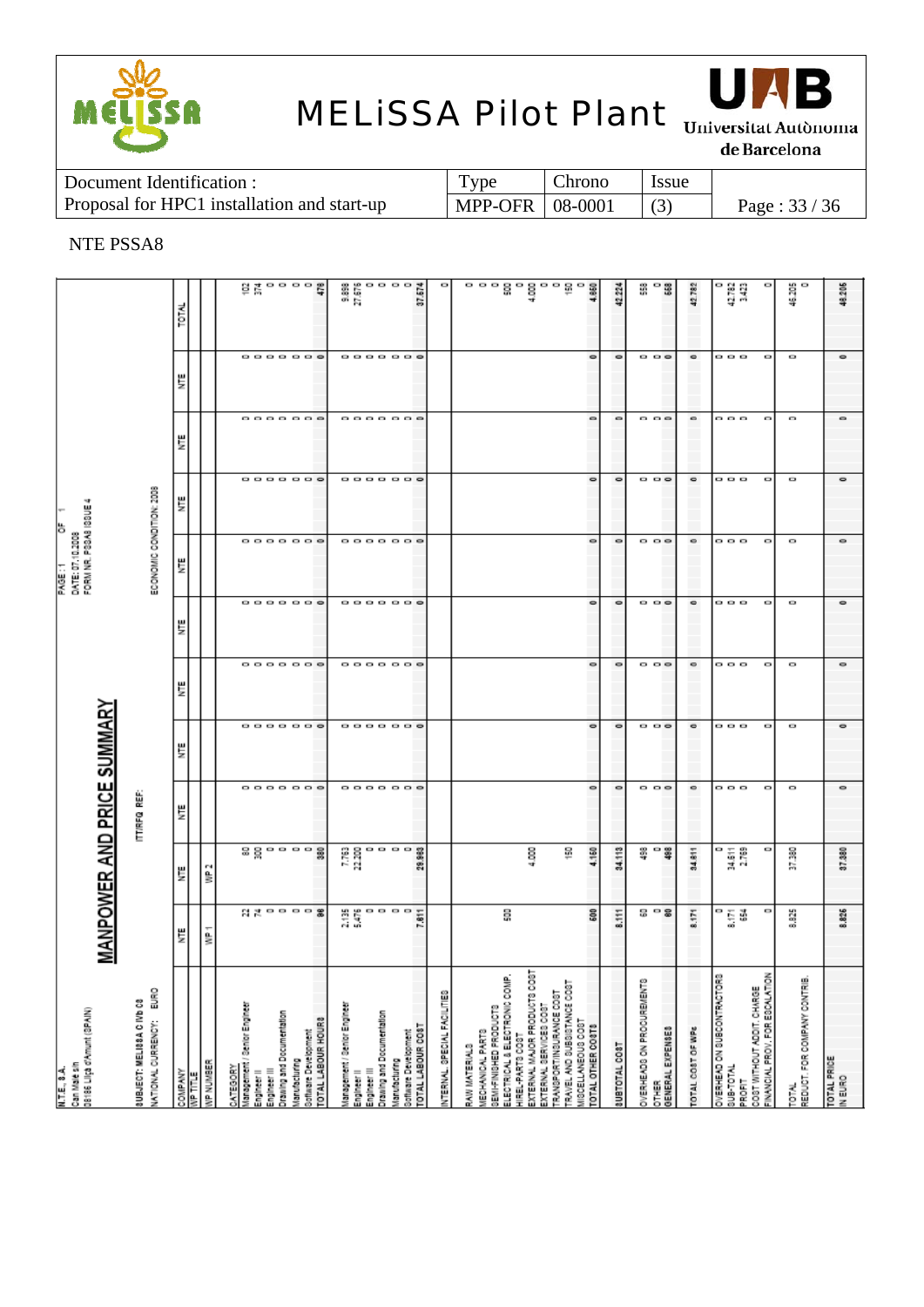NTE PSSA8

N.T.E., S.A.
Can Mas s/n
08186 Lliçà d'Amunt (SPAIN)

## MANPOWER AND PRICE SUMMARY

PAGE: 1 OF 1
DATE: 07.10.2008
FORM NR. PSSA8 ISSUE 4

SUBJECT: MELISSA C IVb C8 | ITT/RFQ REF: | ECONOMIC CONDITION: 2008
NATIONAL CURRENCY: EURO

| COMPANY | NTE | NTE | NTE | NTE | NTE | NTE | NTE | NTE | NTE | NTE | TOTAL |
|---|---|---|---|---|---|---|---|---|---|---|---|
| WP TITLE | | | | | | | | | | | |
| WP NUMBER | WP 1 | WP 2 | | | | | | | | | |
| CATEGORY | | | | | | | | | | | |
| Management / Senior Engineer | 22 | 80 | 0 | 0 | 0 | 0 | 0 | 0 | 0 | 0 | 102 |
| Engineer II | 74 | 300 | 0 | 0 | 0 | 0 | 0 | 0 | 0 | 0 | 374 |
| Engineer III | 0 | 0 | 0 | 0 | 0 | 0 | 0 | 0 | 0 | 0 | 0 |
| Drawing and Documentation | 0 | 0 | 0 | 0 | 0 | 0 | 0 | 0 | 0 | 0 | 0 |
| Manufacturing | 0 | 0 | 0 | 0 | 0 | 0 | 0 | 0 | 0 | 0 | 0 |
| Software Development | 0 | 0 | 0 | 0 | 0 | 0 | 0 | 0 | 0 | 0 | 0 |
| TOTAL LABOUR HOURS | 96 | 380 | 0 | 0 | 0 | 0 | 0 | 0 | 0 | 0 | 476 |
| Management / Senior Engineer | 2.135 | 7.763 | 0 | 0 | 0 | 0 | 0 | 0 | 0 | 0 | 9.898 |
| Engineer II | 5.476 | 22.200 | 0 | 0 | 0 | 0 | 0 | 0 | 0 | 0 | 27.676 |
| Engineer III | 0 | 0 | 0 | 0 | 0 | 0 | 0 | 0 | 0 | 0 | 0 |
| Drawing and Documentation | 0 | 0 | 0 | 0 | 0 | 0 | 0 | 0 | 0 | 0 | 0 |
| Manufacturing | 0 | 0 | 0 | 0 | 0 | 0 | 0 | 0 | 0 | 0 | 0 |
| Software Development | 0 | 0 | 0 | 0 | 0 | 0 | 0 | 0 | 0 | 0 | 0 |
| TOTAL LABOUR COST | 7.611 | 29.963 | 0 | 0 | 0 | 0 | 0 | 0 | 0 | 0 | 37.574 |
| INTERNAL SPECIAL FACILITIES | | | | | | | | | | | 0 |
| RAW MATERIALS | | | | | | | | | | | 0 |
| MECHANICAL PARTS | | | | | | | | | | | 0 |
| SEMI-FINISHED PRODUCTS | | | | | | | | | | | 0 |
| ELECTRICAL & ELECTRONIC COMP. | 500 | | | | | | | | | | 500 |
| HIREL-PARTS COST | | | | | | | | | | | 0 |
| EXTERNAL MAJOR PRODUCTS COST | | 4.000 | | | | | | | | | 4.000 |
| EXTERNAL SERVICES COST | | | | | | | | | | | 0 |
| TRANSPORT/INSURANCE COST | | | | | | | | | | | 0 |
| TRAVEL AND SUBSISTANCE COST | | 150 | | | | | | | | | 150 |
| MISCELLANEOUS COST | | | | | | | | | | | 0 |
| TOTAL OTHER COSTS | 500 | 4.150 | 0 | 0 | 0 | 0 | 0 | 0 | 0 | 0 | 4.650 |
| SUBTOTAL COST | 8.111 | 34.113 | 0 | 0 | 0 | 0 | 0 | 0 | 0 | 0 | 42.224 |
| OVERHEADS ON PROCUREMENTS | 60 | 498 | 0 | 0 | 0 | 0 | 0 | 0 | 0 | 0 | 558 |
| OTHER | 0 | 0 | 0 | 0 | 0 | 0 | 0 | 0 | 0 | 0 | 0 |
| GENERAL EXPENSES | 60 | 498 | 0 | 0 | 0 | 0 | 0 | 0 | 0 | 0 | 558 |
| TOTAL COST OF WPs | 8.171 | 34.611 | 0 | 0 | 0 | 0 | 0 | 0 | 0 | 0 | 42.782 |
| OVERHEAD ON SUBCONTRACTORS | 0 | 0 | 0 | 0 | 0 | 0 | 0 | 0 | 0 | 0 | 0 |
| SUB-TOTAL | 8.171 | 34.611 | 0 | 0 | 0 | 0 | 0 | 0 | 0 | 0 | 42.782 |
| PROFIT | 654 | 2.769 | 0 | 0 | 0 | 0 | 0 | 0 | 0 | 0 | 3.423 |
| COST WITHOUT ADDIT. CHARGE | | | | | | | | | | | |
| FINANCIAL PROV. FOR ESCALATION | 0 | 0 | 0 | 0 | 0 | 0 | 0 | 0 | 0 | 0 | 0 |
| TOTAL | 8.825 | 37.380 | 0 | 0 | 0 | 0 | 0 | 0 | 0 | 0 | 46.205 |
| REDUCT. FOR COMPANY CONTRIB. | | | | | | | | | | | 0 |
| TOTAL PRICE IN EURO | 8.825 | 37.380 | 0 | 0 | 0 | 0 | 0 | 0 | 0 | 0 | 46.205 |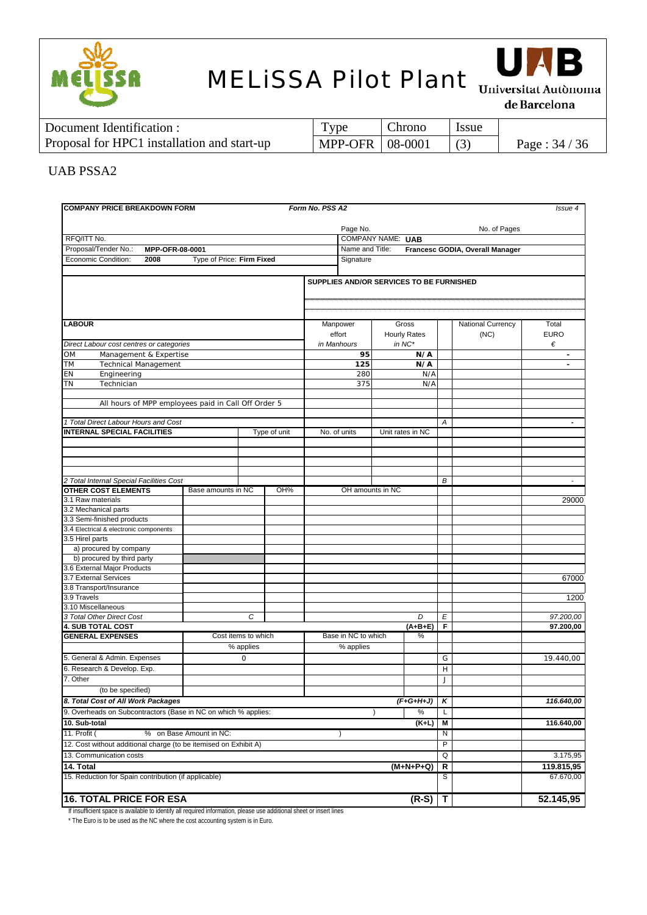## UAB PSSA2

| COMPANY PRICE BREAKDOWN FORM | | | Form No. PSS A2 | | | Issue 4 |
|---|---|---|---|---|---|---|
| | | | Page No. | | No. of Pages | |
| RFQ/ITT No. | | | COMPANY NAME: **UAB** | | | |
| Proposal/Tender No.: **MPP-OFR-08-0001** | | | Name and Title: **Francesc GODIA, Overall Manager** | | | |
| Economic Condition: **2008** | Type of Price: **Firm Fixed** | | Signature | | | |
| | | | **SUPPLIES AND/OR SERVICES TO BE FURNISHED** | | | |

| **LABOUR** | Manpower effort in Manhours | Gross Hourly Rates in NC* | | National Currency (NC) | Total EURO € |
|---|---|---|---|---|---|
| *Direct Labour cost centres or categories* | | | | | |
| OM Management & Expertise | 95 | N/A | | | - |
| TM Technical Management | 125 | N/A | | | - |
| EN Engineering | 280 | N/A | | | |
| TN Technician | 375 | N/A | | | |
| All hours of MPP employees paid in Call Off Order 5 | | | | | |
| *1 Total Direct Labour Hours and Cost* | | | A | | - |
| **INTERNAL SPECIAL FACILITIES** Type of unit | No. of units | Unit rates in NC | | | |
| *2 Total Internal Special Facilities Cost* | | | B | | - |

| **OTHER COST ELEMENTS** | Base amounts in NC | OH% | OH amounts in NC | | | Total EURO € |
|---|---|---|---|---|---|---|
| 3.1 Raw materials | | | | | | 29000 |
| 3.2 Mechanical parts | | | | | | |
| 3.3 Semi-finished products | | | | | | |
| 3.4 Electrical & electronic components | | | | | | |
| 3.5 Hirel parts | | | | | | |
| a) procured by company | | | | | | |
| b) procured by third party | | | | | | |
| 3.6 External Major Products | | | | | | |
| 3.7 External Services | | | | | | 67000 |
| 3.8 Transport/Insurance | | | | | | |
| 3.9 Travels | | | | | | 1200 |
| 3.10 Miscellaneous | | | | | | |
| *3 Total Other Direct Cost* | *C* | | *D* | *E* | | *97.200,00* |
| **4. SUB TOTAL COST** | | | **(A+B+E)** | **F** | | **97.200,00** |

| **GENERAL EXPENSES** | Cost items to which % applies | Base in NC to which % applies | % | | | |
|---|---|---|---|---|---|---|
| 5. General & Admin. Expenses | 0 | | | G | | 19.440,00 |
| 6. Research & Develop. Exp. | | | | H | | |
| 7. Other (to be specified) | | | | J | | |
| ***8. Total Cost of All Work Packages*** | | | ***(F+G+H+J)*** | ***K*** | | ***116.640,00*** |
| 9. Overheads on Subcontractors (Base in NC on which % applies: ) | | | % | L | | |
| **10. Sub-total** | | | **(K+L)** | **M** | | **116.640,00** |
| 11. Profit ( % on Base Amount in NC: ) | | | | N | | |
| 12. Cost without additional charge (to be itemised on Exhibit A) | | | | P | | |
| 13. Communication costs | | | | Q | | 3.175,95 |
| **14. Total** | | | **(M+N+P+Q)** | **R** | | **119.815,95** |
| 15. Reduction for Spain contribution (if applicable) | | | | S | | 67.670,00 |
| **16. TOTAL PRICE FOR ESA** | | | **(R-S)** | **T** | | **52.145,95** |

If insufficient space is available to identify all required information, please use additional sheet or insert lines

\* The Euro is to be used as the NC where the cost accounting system is in Euro.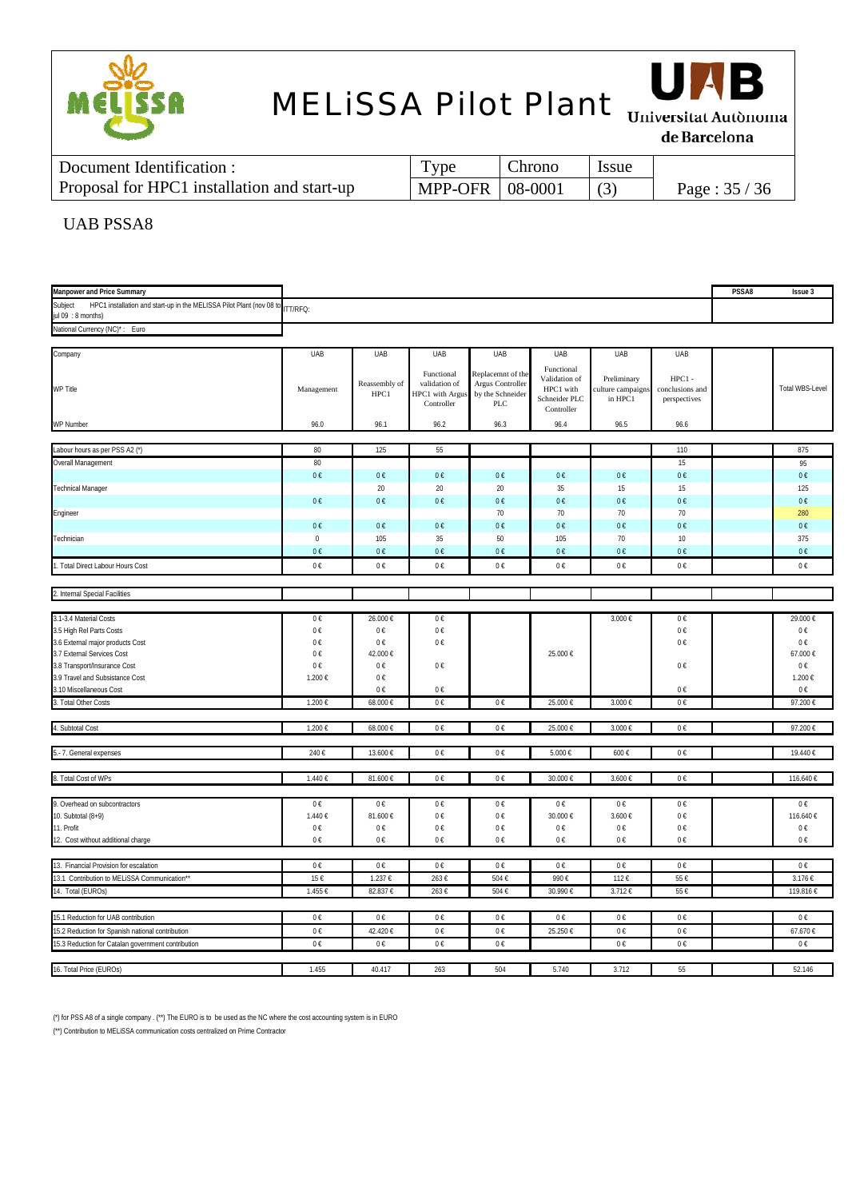## UAB PSSA8

**Manpower and Price Summary** — PSSA8 — Issue 3

Subject: HPC1 installation and start-up in the MELISSA Pilot Plant (nov 08 to jul 09 : 8 months) — ITT/RFQ:

National Currency (NC)* : Euro

| Company | UAB | UAB | UAB | UAB | UAB | UAB | UAB | | |
|---|---|---|---|---|---|---|---|---|---|
| WP Title | Management | Reassembly of HPC1 | Functional validation of HPC1 with Argus Controller | Replacemnt of the Argus Controller by the Schneider PLC | Functional Validation of HPC1 with Schneider PLC Controller | Preliminary culture campaigns in HPC1 | HPC1 - conclusions and perspectives | | Total WBS-Level |
| WP Number | 96.0 | 96.1 | 96.2 | 96.3 | 96.4 | 96.5 | 96.6 | | |
| Labour hours as per PSS A2 (*) | 80 | 125 | 55 | | | | 110 | | 875 |
| Overall Management | 80 | | | | | | 15 | | 95 |
| | 0 € | 0 € | 0 € | 0 € | 0 € | 0 € | 0 € | | 0 € |
| Technical Manager | | 20 | 20 | 20 | 35 | 15 | 15 | | 125 |
| | 0 € | 0 € | 0 € | 0 € | 0 € | 0 € | 0 € | | 0 € |
| Engineer | | | | 70 | 70 | 70 | 70 | | 280 |
| | 0 € | 0 € | 0 € | 0 € | 0 € | 0 € | 0 € | | 0 € |
| Technician | 0 | 105 | 35 | 50 | 105 | 70 | 10 | | 375 |
| | 0 € | 0 € | 0 € | 0 € | 0 € | 0 € | 0 € | | 0 € |
| 1. Total Direct Labour Hours Cost | 0 € | 0 € | 0 € | 0 € | 0 € | 0 € | 0 € | | 0 € |
| 2. Internal Special Facilities | | | | | | | | | |
| 3.1-3.4 Material Costs | 0 € | 26.000 € | 0 € | | | 3.000 € | 0 € | | 29.000 € |
| 3.5 High Rel Parts Costs | 0 € | 0 € | 0 € | | | | 0 € | | 0 € |
| 3.6 External major products Cost | 0 € | 0 € | 0 € | | | | 0 € | | 0 € |
| 3.7 External Services Cost | 0 € | 42.000 € | | | 25.000 € | | | | 67.000 € |
| 3.8 Transport/Insurance Cost | 0 € | 0 € | 0 € | | | | 0 € | | 0 € |
| 3.9 Travel and Subsistance Cost | 1.200 € | 0 € | | | | | | | 1.200 € |
| 3.10 Miscellaneous Cost | | 0 € | 0 € | | | | 0 € | | 0 € |
| 3. Total Other Costs | 1.200 € | 68.000 € | 0 € | 0 € | 25.000 € | 3.000 € | 0 € | | 97.200 € |
| 4. Subtotal Cost | 1.200 € | 68.000 € | 0 € | 0 € | 25.000 € | 3.000 € | 0 € | | 97.200 € |
| 5.- 7. General expenses | 240 € | 13.600 € | 0 € | 0 € | 5.000 € | 600 € | 0 € | | 19.440 € |
| 8. Total Cost of WPs | 1.440 € | 81.600 € | 0 € | 0 € | 30.000 € | 3.600 € | 0 € | | 116.640 € |
| 9. Overhead on subcontractors | 0 € | 0 € | 0 € | 0 € | 0 € | 0 € | 0 € | | 0 € |
| 10. Subtotal (8+9) | 1.440 € | 81.600 € | 0 € | 0 € | 30.000 € | 3.600 € | 0 € | | 116.640 € |
| 11. Profit | 0 € | 0 € | 0 € | 0 € | 0 € | 0 € | 0 € | | 0 € |
| 12. Cost without additional charge | 0 € | 0 € | 0 € | 0 € | 0 € | 0 € | 0 € | | 0 € |
| 13. Financial Provision for escalation | 0 € | 0 € | 0 € | 0 € | 0 € | 0 € | 0 € | | 0 € |
| 13.1 Contribution to MELiSSA Communication** | 15 € | 1.237 € | 263 € | 504 € | 990 € | 112 € | 55 € | | 3.176 € |
| 14. Total (EUROs) | 1.455 € | 82.837 € | 263 € | 504 € | 30.990 € | 3.712 € | 55 € | | 119.816 € |
| 15.1 Reduction for UAB contribution | 0 € | 0 € | 0 € | 0 € | 0 € | 0 € | 0 € | | 0 € |
| 15.2 Reduction for Spanish national contribution | 0 € | 42.420 € | 0 € | 0 € | 25.250 € | 0 € | 0 € | | 67.670 € |
| 15.3 Reduction for Catalan government contribution | 0 € | 0 € | 0 € | 0 € | | 0 € | 0 € | | 0 € |
| 16. Total Price (EUROs) | 1.455 | 40.417 | 263 | 504 | 5.740 | 3.712 | 55 | | 52.146 |

(*) for PSS A8 of a single company . (**) The EURO is to be used as the NC where the cost accounting system is in EURO

(**) Contribution to MELiSSA communication costs centralized on Prime Contractor